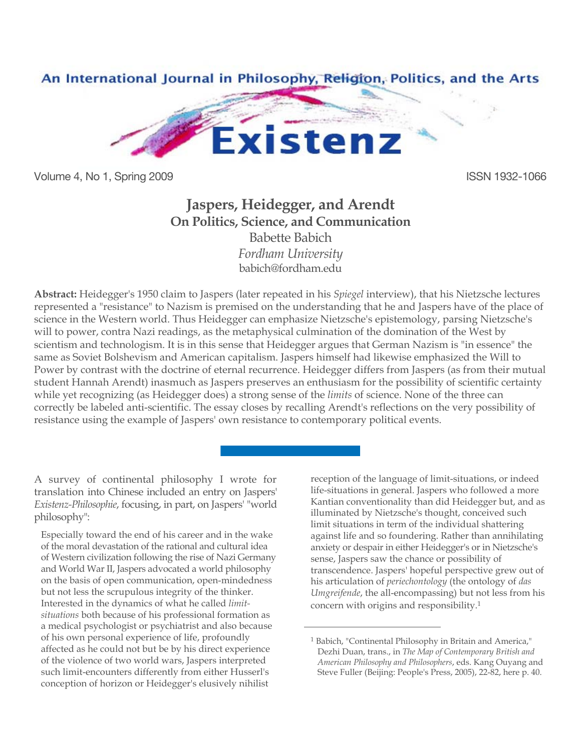An International Journal in Philosophy, Religion, Politics, and the Arts

# Existenz

Volume 4, No 1, Spring 2009 ISSN 1932-1066

## Jaspers, Heidegger, and Arendt
### On Politics, Science, and Communication

Babette Babich
*Fordham University*
babich@fordham.edu

**Abstract:** Heidegger's 1950 claim to Jaspers (later repeated in his *Spiegel* interview), that his Nietzsche lectures represented a "resistance" to Nazism is premised on the understanding that he and Jaspers have of the place of science in the Western world. Thus Heidegger can emphasize Nietzsche's epistemology, parsing Nietzsche's will to power, contra Nazi readings, as the metaphysical culmination of the domination of the West by scientism and technologism. It is in this sense that Heidegger argues that German Nazism is "in essence" the same as Soviet Bolshevism and American capitalism. Jaspers himself had likewise emphasized the Will to Power by contrast with the doctrine of eternal recurrence. Heidegger differs from Jaspers (as from their mutual student Hannah Arendt) inasmuch as Jaspers preserves an enthusiasm for the possibility of scientific certainty while yet recognizing (as Heidegger does) a strong sense of the *limits* of science. None of the three can correctly be labeled anti-scientific. The essay closes by recalling Arendt's reflections on the very possibility of resistance using the example of Jaspers' own resistance to contemporary political events.

---

A survey of continental philosophy I wrote for translation into Chinese included an entry on Jaspers' *Existenz-Philosophie*, focusing, in part, on Jaspers' "world philosophy":

> Especially toward the end of his career and in the wake of the moral devastation of the rational and cultural idea of Western civilization following the rise of Nazi Germany and World War II, Jaspers advocated a world philosophy on the basis of open communication, open-mindedness but not less the scrupulous integrity of the thinker. Interested in the dynamics of what he called *limit-situations* both because of his professional formation as a medical psychologist or psychiatrist and also because of his own personal experience of life, profoundly affected as he could not but be by his direct experience of the violence of two world wars, Jaspers interpreted such limit-encounters differently from either Husserl's conception of horizon or Heidegger's elusively nihilist reception of the language of limit-situations, or indeed life-situations in general. Jaspers who followed a more Kantian conventionality than did Heidegger but, and as illuminated by Nietzsche's thought, conceived such limit situations in term of the individual shattering against life and so foundering. Rather than annihilating anxiety or despair in either Heidegger's or in Nietzsche's sense, Jaspers saw the chance or possibility of transcendence. Jaspers' hopeful perspective grew out of his articulation of *periechontology* (the ontology of *das Umgreifende*, the all-encompassing) but not less from his concern with origins and responsibility.[1]

---

[1] Babich, "Continental Philosophy in Britain and America," Dezhi Duan, trans., in *The Map of Contemporary British and American Philosophy and Philosophers*, eds. Kang Ouyang and Steve Fuller (Beijing: People's Press, 2005), 22-82, here p. 40.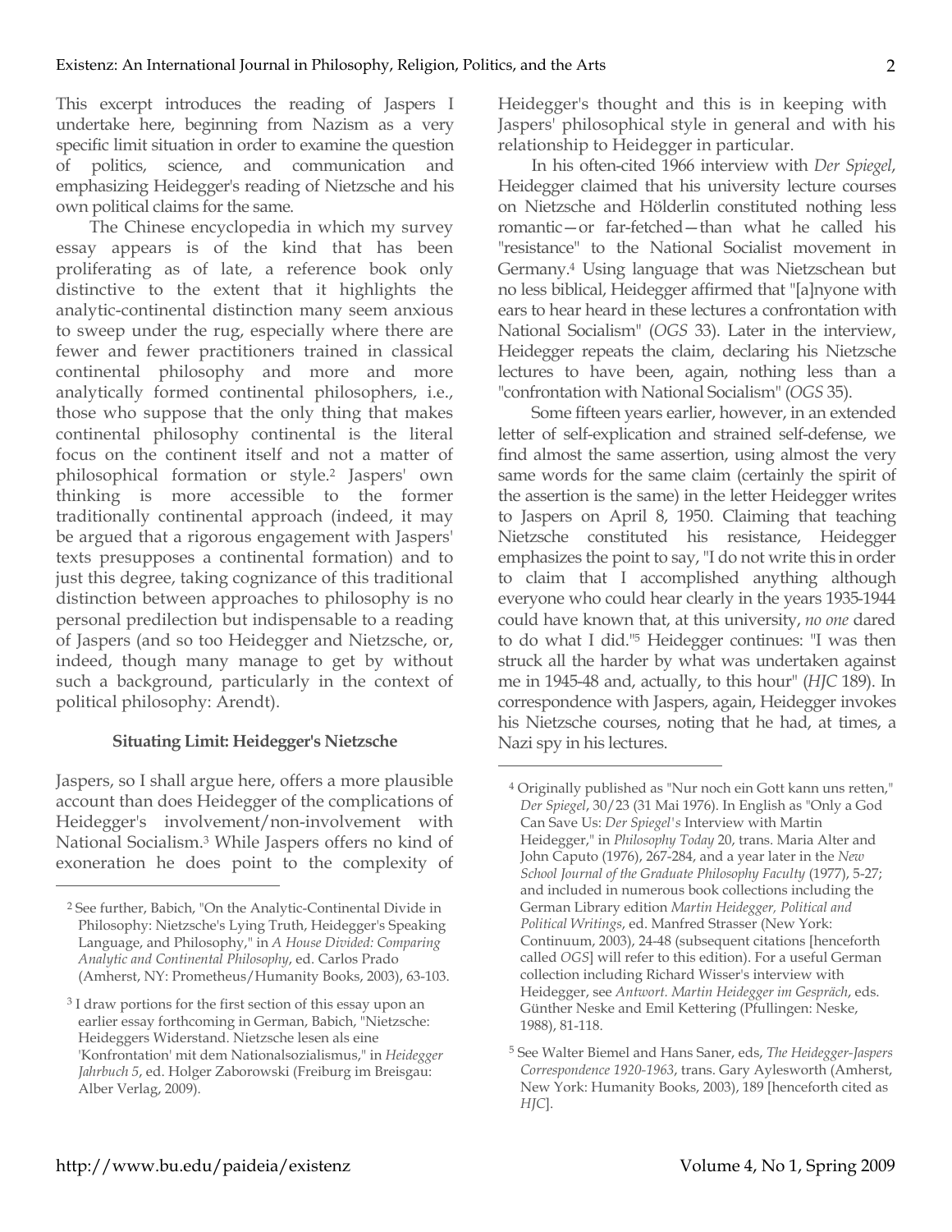This excerpt introduces the reading of Jaspers I undertake here, beginning from Nazism as a very specific limit situation in order to examine the question of politics, science, and communication and emphasizing Heidegger's reading of Nietzsche and his own political claims for the same.

The Chinese encyclopedia in which my survey essay appears is of the kind that has been proliferating as of late, a reference book only distinctive to the extent that it highlights the analytic-continental distinction many seem anxious to sweep under the rug, especially where there are fewer and fewer practitioners trained in classical continental philosophy and more and more analytically formed continental philosophers, i.e., those who suppose that the only thing that makes continental philosophy continental is the literal focus on the continent itself and not a matter of philosophical formation or style.[2] Jaspers' own thinking is more accessible to the former traditionally continental approach (indeed, it may be argued that a rigorous engagement with Jaspers' texts presupposes a continental formation) and to just this degree, taking cognizance of this traditional distinction between approaches to philosophy is no personal predilection but indispensable to a reading of Jaspers (and so too Heidegger and Nietzsche, or, indeed, though many manage to get by without such a background, particularly in the context of political philosophy: Arendt).

### Situating Limit: Heidegger's Nietzsche

Jaspers, so I shall argue here, offers a more plausible account than does Heidegger of the complications of Heidegger's involvement/non-involvement with National Socialism.[3] While Jaspers offers no kind of exoneration he does point to the complexity of Heidegger's thought and this is in keeping with Jaspers' philosophical style in general and with his relationship to Heidegger in particular.

In his often-cited 1966 interview with *Der Spiegel*, Heidegger claimed that his university lecture courses on Nietzsche and Hölderlin constituted nothing less romantic—or far-fetched—than what he called his "resistance" to the National Socialist movement in Germany.[4] Using language that was Nietzschean but no less biblical, Heidegger affirmed that "[a]nyone with ears to hear heard in these lectures a confrontation with National Socialism" (*OGS* 33). Later in the interview, Heidegger repeats the claim, declaring his Nietzsche lectures to have been, again, nothing less than a "confrontation with National Socialism" (*OGS* 35).

Some fifteen years earlier, however, in an extended letter of self-explication and strained self-defense, we find almost the same assertion, using almost the very same words for the same claim (certainly the spirit of the assertion is the same) in the letter Heidegger writes to Jaspers on April 8, 1950. Claiming that teaching Nietzsche constituted his resistance, Heidegger emphasizes the point to say, "I do not write this in order to claim that I accomplished anything although everyone who could hear clearly in the years 1935-1944 could have known that, at this university, *no one* dared to do what I did."[5] Heidegger continues: "I was then struck all the harder by what was undertaken against me in 1945-48 and, actually, to this hour" (*HJC* 189). In correspondence with Jaspers, again, Heidegger invokes his Nietzsche courses, noting that he had, at times, a Nazi spy in his lectures.

---

[2] See further, Babich, "On the Analytic-Continental Divide in Philosophy: Nietzsche's Lying Truth, Heidegger's Speaking Language, and Philosophy," in *A House Divided: Comparing Analytic and Continental Philosophy*, ed. Carlos Prado (Amherst, NY: Prometheus/Humanity Books, 2003), 63-103.

[3] I draw portions for the first section of this essay upon an earlier essay forthcoming in German, Babich, "Nietzsche: Heideggers Widerstand. Nietzsche lesen als eine 'Konfrontation' mit dem Nationalsozialismus," in *Heidegger Jahrbuch 5*, ed. Holger Zaborowski (Freiburg im Breisgau: Alber Verlag, 2009).

[4] Originally published as "Nur noch ein Gott kann uns retten," *Der Spiegel*, 30/23 (31 Mai 1976). In English as "Only a God Can Save Us: *Der Spiegel's* Interview with Martin Heidegger," in *Philosophy Today* 20, trans. Maria Alter and John Caputo (1976), 267-284, and a year later in the *New School Journal of the Graduate Philosophy Faculty* (1977), 5-27; and included in numerous book collections including the German Library edition *Martin Heidegger, Political and Political Writings*, ed. Manfred Strasser (New York: Continuum, 2003), 24-48 (subsequent citations [henceforth called *OGS*] will refer to this edition). For a useful German collection including Richard Wisser's interview with Heidegger, see *Antwort. Martin Heidegger im Gespräch*, eds. Günther Neske and Emil Kettering (Pfullingen: Neske, 1988), 81-118.

[5] See Walter Biemel and Hans Saner, eds, *The Heidegger-Jaspers Correspondence 1920-1963*, trans. Gary Aylesworth (Amherst, New York: Humanity Books, 2003), 189 [henceforth cited as *HJC*].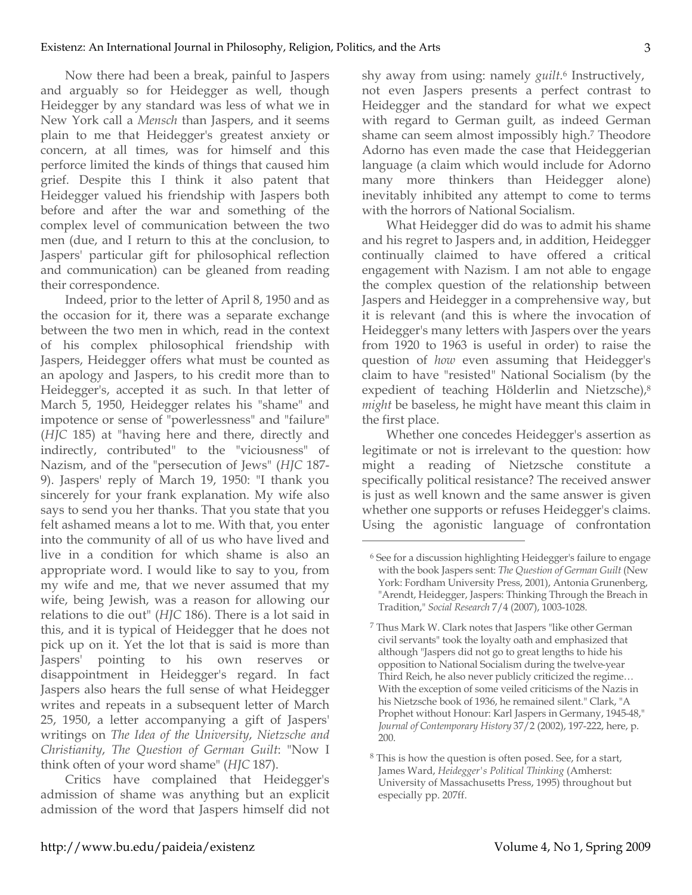Now there had been a break, painful to Jaspers and arguably so for Heidegger as well, though Heidegger by any standard was less of what we in New York call a *Mensch* than Jaspers, and it seems plain to me that Heidegger's greatest anxiety or concern, at all times, was for himself and this perforce limited the kinds of things that caused him grief. Despite this I think it also patent that Heidegger valued his friendship with Jaspers both before and after the war and something of the complex level of communication between the two men (due, and I return to this at the conclusion, to Jaspers' particular gift for philosophical reflection and communication) can be gleaned from reading their correspondence.

Indeed, prior to the letter of April 8, 1950 and as the occasion for it, there was a separate exchange between the two men in which, read in the context of his complex philosophical friendship with Jaspers, Heidegger offers what must be counted as an apology and Jaspers, to his credit more than to Heidegger's, accepted it as such. In that letter of March 5, 1950, Heidegger relates his "shame" and impotence or sense of "powerlessness" and "failure" (*HJC* 185) at "having here and there, directly and indirectly, contributed" to the "viciousness" of Nazism, and of the "persecution of Jews" (*HJC* 187-9). Jaspers' reply of March 19, 1950: "I thank you sincerely for your frank explanation. My wife also says to send you her thanks. That you state that you felt ashamed means a lot to me. With that, you enter into the community of all of us who have lived and live in a condition for which shame is also an appropriate word. I would like to say to you, from my wife and me, that we never assumed that my wife, being Jewish, was a reason for allowing our relations to die out" (*HJC* 186). There is a lot said in this, and it is typical of Heidegger that he does not pick up on it. Yet the lot that is said is more than Jaspers' pointing to his own reserves or disappointment in Heidegger's regard. In fact Jaspers also hears the full sense of what Heidegger writes and repeats in a subsequent letter of March 25, 1950, a letter accompanying a gift of Jaspers' writings on *The Idea of the University*, *Nietzsche and Christianity*, *The Question of German Guilt*: "Now I think often of your word shame" (*HJC* 187).

Critics have complained that Heidegger's admission of shame was anything but an explicit admission of the word that Jaspers himself did not shy away from using: namely *guilt*.[6] Instructively, not even Jaspers presents a perfect contrast to Heidegger and the standard for what we expect with regard to German guilt, as indeed German shame can seem almost impossibly high.[7] Theodore Adorno has even made the case that Heideggerian language (a claim which would include for Adorno many more thinkers than Heidegger alone) inevitably inhibited any attempt to come to terms with the horrors of National Socialism.

What Heidegger did do was to admit his shame and his regret to Jaspers and, in addition, Heidegger continually claimed to have offered a critical engagement with Nazism. I am not able to engage the complex question of the relationship between Jaspers and Heidegger in a comprehensive way, but it is relevant (and this is where the invocation of Heidegger's many letters with Jaspers over the years from 1920 to 1963 is useful in order) to raise the question of *how* even assuming that Heidegger's claim to have "resisted" National Socialism (by the expedient of teaching Hölderlin and Nietzsche),[8] *might* be baseless, he might have meant this claim in the first place.

Whether one concedes Heidegger's assertion as legitimate or not is irrelevant to the question: how might a reading of Nietzsche constitute a specifically political resistance? The received answer is just as well known and the same answer is given whether one supports or refuses Heidegger's claims. Using the agonistic language of confrontation

---

[6] See for a discussion highlighting Heidegger's failure to engage with the book Jaspers sent: *The Question of German Guilt* (New York: Fordham University Press, 2001), Antonia Grunenberg, "Arendt, Heidegger, Jaspers: Thinking Through the Breach in Tradition," *Social Research* 7/4 (2007), 1003-1028.

[7] Thus Mark W. Clark notes that Jaspers "like other German civil servants" took the loyalty oath and emphasized that although "Jaspers did not go to great lengths to hide his opposition to National Socialism during the twelve-year Third Reich, he also never publicly criticized the regime… With the exception of some veiled criticisms of the Nazis in his Nietzsche book of 1936, he remained silent." Clark, "A Prophet without Honour: Karl Jaspers in Germany, 1945-48," *Journal of Contemporary History* 37/2 (2002), 197-222, here, p. 200.

[8] This is how the question is often posed. See, for a start, James Ward, *Heidegger's Political Thinking* (Amherst: University of Massachusetts Press, 1995) throughout but especially pp. 207ff.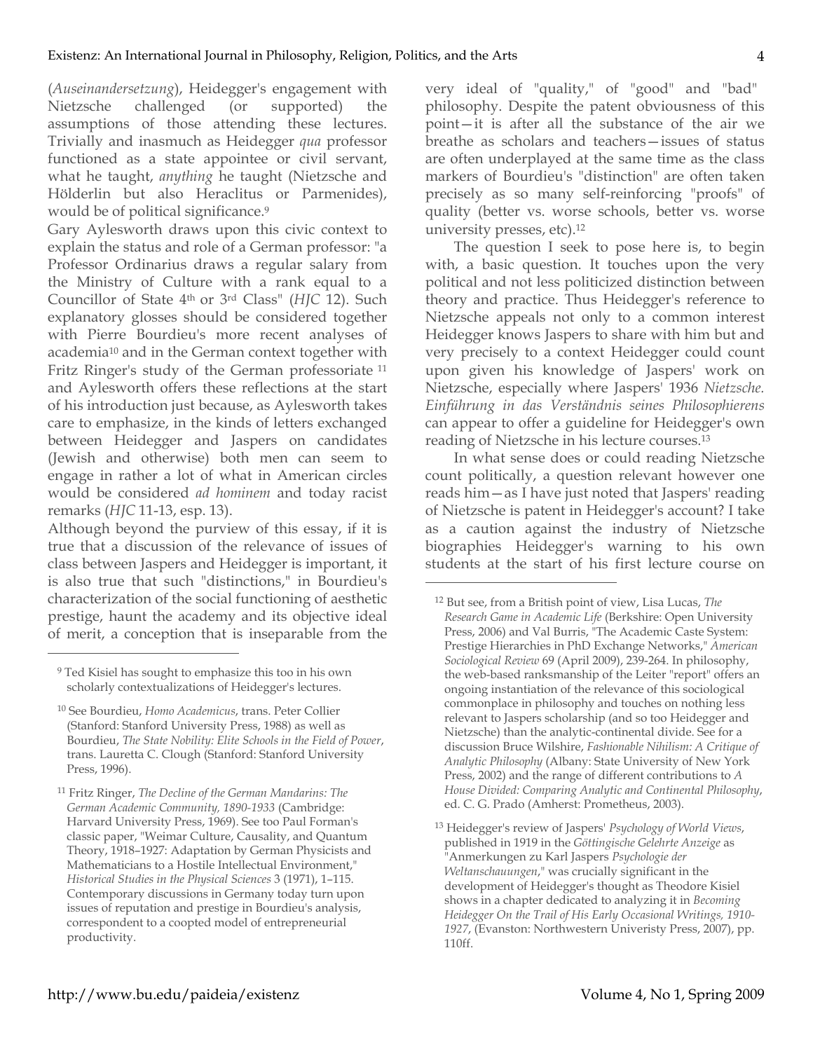(*Auseinandersetzung*), Heidegger's engagement with Nietzsche challenged (or supported) the assumptions of those attending these lectures. Trivially and inasmuch as Heidegger *qua* professor functioned as a state appointee or civil servant, what he taught, *anything* he taught (Nietzsche and Hölderlin but also Heraclitus or Parmenides), would be of political significance.[9]

Gary Aylesworth draws upon this civic context to explain the status and role of a German professor: "a Professor Ordinarius draws a regular salary from the Ministry of Culture with a rank equal to a Councillor of State 4th or 3rd Class" (*HJC* 12). Such explanatory glosses should be considered together with Pierre Bourdieu's more recent analyses of academia[10] and in the German context together with Fritz Ringer's study of the German professoriate [11] and Aylesworth offers these reflections at the start of his introduction just because, as Aylesworth takes care to emphasize, in the kinds of letters exchanged between Heidegger and Jaspers on candidates (Jewish and otherwise) both men can seem to engage in rather a lot of what in American circles would be considered *ad hominem* and today racist remarks (*HJC* 11-13, esp. 13).

Although beyond the purview of this essay, if it is true that a discussion of the relevance of issues of class between Jaspers and Heidegger is important, it is also true that such "distinctions," in Bourdieu's characterization of the social functioning of aesthetic prestige, haunt the academy and its objective ideal of merit, a conception that is inseparable from the very ideal of "quality," of "good" and "bad" philosophy. Despite the patent obviousness of this point—it is after all the substance of the air we breathe as scholars and teachers—issues of status are often underplayed at the same time as the class markers of Bourdieu's "distinction" are often taken precisely as so many self-reinforcing "proofs" of quality (better vs. worse schools, better vs. worse university presses, etc).[12]

The question I seek to pose here is, to begin with, a basic question. It touches upon the very political and not less politicized distinction between theory and practice. Thus Heidegger's reference to Nietzsche appeals not only to a common interest Heidegger knows Jaspers to share with him but and very precisely to a context Heidegger could count upon given his knowledge of Jaspers' work on Nietzsche, especially where Jaspers' 1936 *Nietzsche. Einführung in das Verständnis seines Philosophierens* can appear to offer a guideline for Heidegger's own reading of Nietzsche in his lecture courses.[13]

In what sense does or could reading Nietzsche count politically, a question relevant however one reads him—as I have just noted that Jaspers' reading of Nietzsche is patent in Heidegger's account? I take as a caution against the industry of Nietzsche biographies Heidegger's warning to his own students at the start of his first lecture course on

---

[9] Ted Kisiel has sought to emphasize this too in his own scholarly contextualizations of Heidegger's lectures.

[10] See Bourdieu, *Homo Academicus*, trans. Peter Collier (Stanford: Stanford University Press, 1988) as well as Bourdieu, *The State Nobility: Elite Schools in the Field of Power*, trans. Lauretta C. Clough (Stanford: Stanford University Press, 1996).

[11] Fritz Ringer, *The Decline of the German Mandarins: The German Academic Community, 1890-1933* (Cambridge: Harvard University Press, 1969). See too Paul Forman's classic paper, "Weimar Culture, Causality, and Quantum Theory, 1918–1927: Adaptation by German Physicists and Mathematicians to a Hostile Intellectual Environment," *Historical Studies in the Physical Sciences* 3 (1971), 1–115. Contemporary discussions in Germany today turn upon issues of reputation and prestige in Bourdieu's analysis, correspondent to a coopted model of entrepreneurial productivity.

[12] But see, from a British point of view, Lisa Lucas, *The Research Game in Academic Life* (Berkshire: Open University Press, 2006) and Val Burris, "The Academic Caste System: Prestige Hierarchies in PhD Exchange Networks," *American Sociological Review* 69 (April 2009), 239-264. In philosophy, the web-based ranksmanship of the Leiter "report" offers an ongoing instantiation of the relevance of this sociological commonplace in philosophy and touches on nothing less relevant to Jaspers scholarship (and so too Heidegger and Nietzsche) than the analytic-continental divide. See for a discussion Bruce Wilshire, *Fashionable Nihilism: A Critique of Analytic Philosophy* (Albany: State University of New York Press, 2002) and the range of different contributions to *A House Divided: Comparing Analytic and Continental Philosophy*, ed. C. G. Prado (Amherst: Prometheus, 2003).

[13] Heidegger's review of Jaspers' *Psychology of World Views*, published in 1919 in the *Göttingische Gelehrte Anzeige* as "Anmerkungen zu Karl Jaspers *Psychologie der Weltanschauungen*," was crucially significant in the development of Heidegger's thought as Theodore Kisiel shows in a chapter dedicated to analyzing it in *Becoming Heidegger On the Trail of His Early Occasional Writings, 1910-1927*, (Evanston: Northwestern Univeristy Press, 2007), pp. 110ff.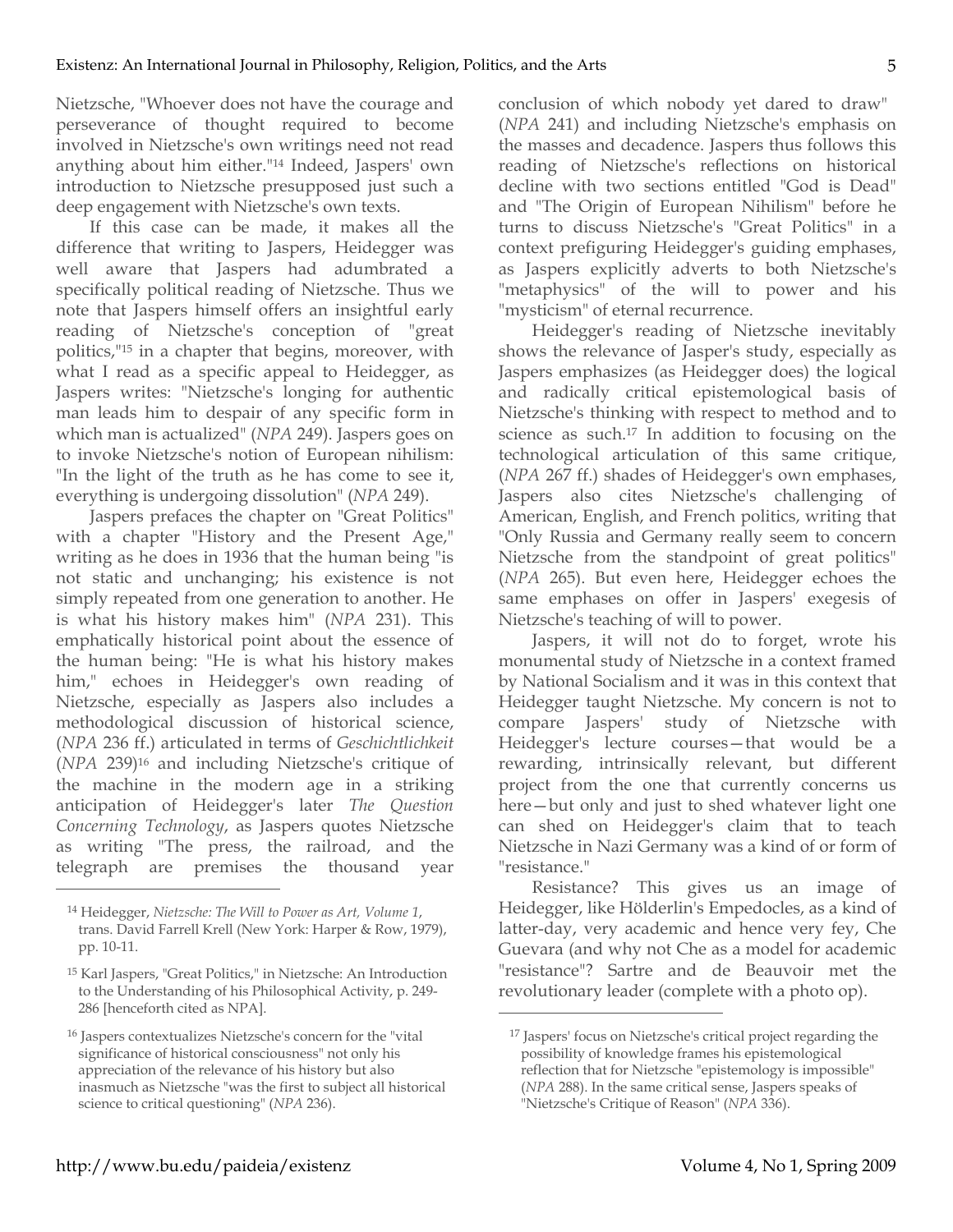Nietzsche, "Whoever does not have the courage and perseverance of thought required to become involved in Nietzsche's own writings need not read anything about him either."[14] Indeed, Jaspers' own introduction to Nietzsche presupposed just such a deep engagement with Nietzsche's own texts.

If this case can be made, it makes all the difference that writing to Jaspers, Heidegger was well aware that Jaspers had adumbrated a specifically political reading of Nietzsche. Thus we note that Jaspers himself offers an insightful early reading of Nietzsche's conception of "great politics,"[15] in a chapter that begins, moreover, with what I read as a specific appeal to Heidegger, as Jaspers writes: "Nietzsche's longing for authentic man leads him to despair of any specific form in which man is actualized" (*NPA* 249). Jaspers goes on to invoke Nietzsche's notion of European nihilism: "In the light of the truth as he has come to see it, everything is undergoing dissolution" (*NPA* 249).

Jaspers prefaces the chapter on "Great Politics" with a chapter "History and the Present Age," writing as he does in 1936 that the human being "is not static and unchanging; his existence is not simply repeated from one generation to another. He is what his history makes him" (*NPA* 231). This emphatically historical point about the essence of the human being: "He is what his history makes him," echoes in Heidegger's own reading of Nietzsche, especially as Jaspers also includes a methodological discussion of historical science, (*NPA* 236 ff.) articulated in terms of *Geschichtlichkeit* (*NPA* 239)[16] and including Nietzsche's critique of the machine in the modern age in a striking anticipation of Heidegger's later *The Question Concerning Technology*, as Jaspers quotes Nietzsche as writing "The press, the railroad, and the telegraph are premises the thousand year conclusion of which nobody yet dared to draw" (*NPA* 241) and including Nietzsche's emphasis on the masses and decadence. Jaspers thus follows this reading of Nietzsche's reflections on historical decline with two sections entitled "God is Dead" and "The Origin of European Nihilism" before he turns to discuss Nietzsche's "Great Politics" in a context prefiguring Heidegger's guiding emphases, as Jaspers explicitly adverts to both Nietzsche's "metaphysics" of the will to power and his "mysticism" of eternal recurrence.

Heidegger's reading of Nietzsche inevitably shows the relevance of Jasper's study, especially as Jaspers emphasizes (as Heidegger does) the logical and radically critical epistemological basis of Nietzsche's thinking with respect to method and to science as such.[17] In addition to focusing on the technological articulation of this same critique, (*NPA* 267 ff.) shades of Heidegger's own emphases, Jaspers also cites Nietzsche's challenging of American, English, and French politics, writing that "Only Russia and Germany really seem to concern Nietzsche from the standpoint of great politics" (*NPA* 265). But even here, Heidegger echoes the same emphases on offer in Jaspers' exegesis of Nietzsche's teaching of will to power.

Jaspers, it will not do to forget, wrote his monumental study of Nietzsche in a context framed by National Socialism and it was in this context that Heidegger taught Nietzsche. My concern is not to compare Jaspers' study of Nietzsche with Heidegger's lecture courses—that would be a rewarding, intrinsically relevant, but different project from the one that currently concerns us here—but only and just to shed whatever light one can shed on Heidegger's claim that to teach Nietzsche in Nazi Germany was a kind of or form of "resistance."

Resistance? This gives us an image of Heidegger, like Hölderlin's Empedocles, as a kind of latter-day, very academic and hence very fey, Che Guevara (and why not Che as a model for academic "resistance"? Sartre and de Beauvoir met the revolutionary leader (complete with a photo op).

---

[14] Heidegger, *Nietzsche: The Will to Power as Art, Volume 1*, trans. David Farrell Krell (New York: Harper & Row, 1979), pp. 10-11.

[15] Karl Jaspers, "Great Politics," in Nietzsche: An Introduction to the Understanding of his Philosophical Activity, p. 249-286 [henceforth cited as NPA].

[16] Jaspers contextualizes Nietzsche's concern for the "vital significance of historical consciousness" not only his appreciation of the relevance of his history but also inasmuch as Nietzsche "was the first to subject all historical science to critical questioning" (*NPA* 236).

[17] Jaspers' focus on Nietzsche's critical project regarding the possibility of knowledge frames his epistemological reflection that for Nietzsche "epistemology is impossible" (*NPA* 288). In the same critical sense, Jaspers speaks of "Nietzsche's Critique of Reason" (*NPA* 336).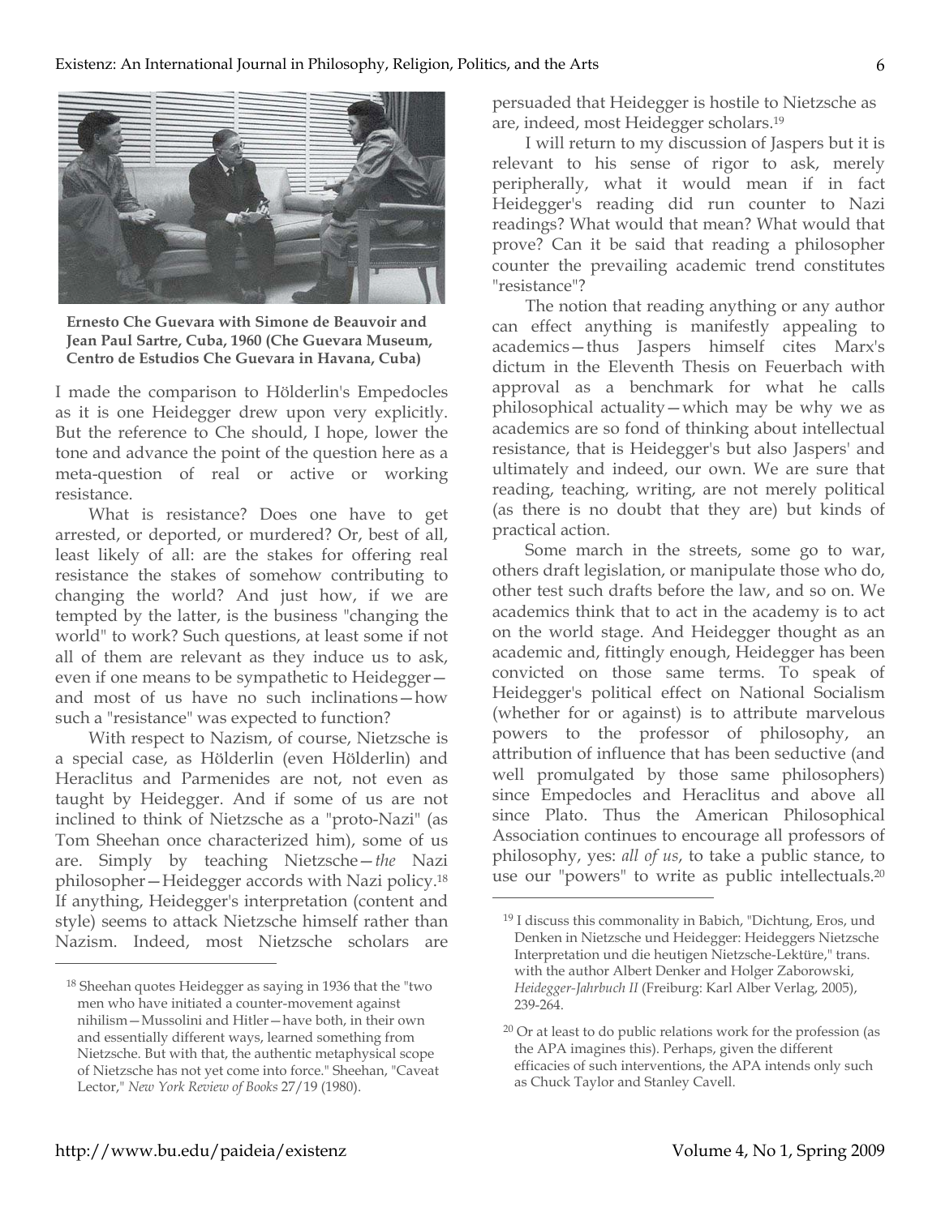**Ernesto Che Guevara with Simone de Beauvoir and Jean Paul Sartre, Cuba, 1960 (Che Guevara Museum, Centro de Estudios Che Guevara in Havana, Cuba)**

I made the comparison to Hölderlin's Empedocles as it is one Heidegger drew upon very explicitly. But the reference to Che should, I hope, lower the tone and advance the point of the question here as a meta-question of real or active or working resistance.

What is resistance? Does one have to get arrested, or deported, or murdered? Or, best of all, least likely of all: are the stakes for offering real resistance the stakes of somehow contributing to changing the world? And just how, if we are tempted by the latter, is the business "changing the world" to work? Such questions, at least some if not all of them are relevant as they induce us to ask, even if one means to be sympathetic to Heidegger—and most of us have no such inclinations—how such a "resistance" was expected to function?

With respect to Nazism, of course, Nietzsche is a special case, as Hölderlin (even Hölderlin) and Heraclitus and Parmenides are not, not even as taught by Heidegger. And if some of us are not inclined to think of Nietzsche as a "proto-Nazi" (as Tom Sheehan once characterized him), some of us are. Simply by teaching Nietzsche—*the* Nazi philosopher—Heidegger accords with Nazi policy.[18] If anything, Heidegger's interpretation (content and style) seems to attack Nietzsche himself rather than Nazism. Indeed, most Nietzsche scholars are persuaded that Heidegger is hostile to Nietzsche as are, indeed, most Heidegger scholars.[19]

I will return to my discussion of Jaspers but it is relevant to his sense of rigor to ask, merely peripherally, what it would mean if in fact Heidegger's reading did run counter to Nazi readings? What would that mean? What would that prove? Can it be said that reading a philosopher counter the prevailing academic trend constitutes "resistance"?

The notion that reading anything or any author can effect anything is manifestly appealing to academics—thus Jaspers himself cites Marx's dictum in the Eleventh Thesis on Feuerbach with approval as a benchmark for what he calls philosophical actuality—which may be why we as academics are so fond of thinking about intellectual resistance, that is Heidegger's but also Jaspers' and ultimately and indeed, our own. We are sure that reading, teaching, writing, are not merely political (as there is no doubt that they are) but kinds of practical action.

Some march in the streets, some go to war, others draft legislation, or manipulate those who do, other test such drafts before the law, and so on. We academics think that to act in the academy is to act on the world stage. And Heidegger thought as an academic and, fittingly enough, Heidegger has been convicted on those same terms. To speak of Heidegger's political effect on National Socialism (whether for or against) is to attribute marvelous powers to the professor of philosophy, an attribution of influence that has been seductive (and well promulgated by those same philosophers) since Empedocles and Heraclitus and above all since Plato. Thus the American Philosophical Association continues to encourage all professors of philosophy, yes: *all of us*, to take a public stance, to use our "powers" to write as public intellectuals.[20]

---

[18] Sheehan quotes Heidegger as saying in 1936 that the "two men who have initiated a counter-movement against nihilism—Mussolini and Hitler—have both, in their own and essentially different ways, learned something from Nietzsche. But with that, the authentic metaphysical scope of Nietzsche has not yet come into force." Sheehan, "Caveat Lector," *New York Review of Books* 27/19 (1980).

[19] I discuss this commonality in Babich, "Dichtung, Eros, und Denken in Nietzsche und Heidegger: Heideggers Nietzsche Interpretation und die heutigen Nietzsche-Lektüre," trans. with the author Albert Denker and Holger Zaborowski, *Heidegger-Jahrbuch II* (Freiburg: Karl Alber Verlag, 2005), 239-264.

[20] Or at least to do public relations work for the profession (as the APA imagines this). Perhaps, given the different efficacies of such interventions, the APA intends only such as Chuck Taylor and Stanley Cavell.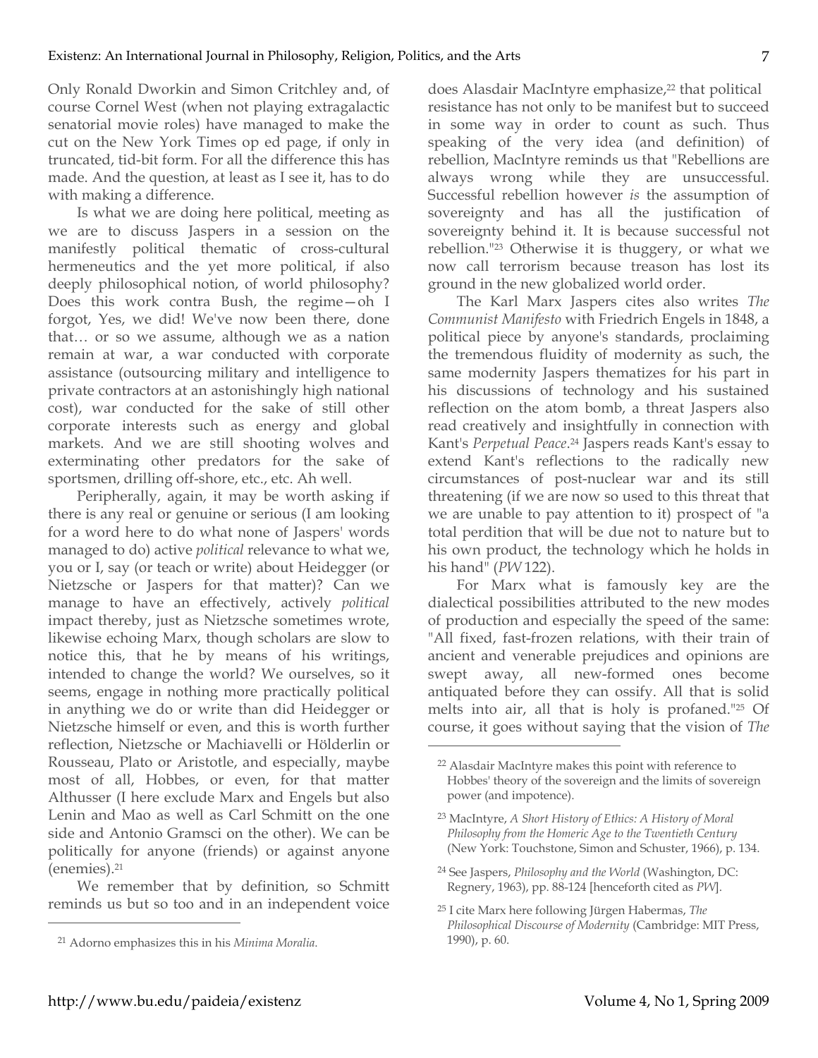Only Ronald Dworkin and Simon Critchley and, of course Cornel West (when not playing extragalactic senatorial movie roles) have managed to make the cut on the New York Times op ed page, if only in truncated, tid-bit form. For all the difference this has made. And the question, at least as I see it, has to do with making a difference.

Is what we are doing here political, meeting as we are to discuss Jaspers in a session on the manifestly political thematic of cross-cultural hermeneutics and the yet more political, if also deeply philosophical notion, of world philosophy? Does this work contra Bush, the regime—oh I forgot, Yes, we did! We've now been there, done that… or so we assume, although we as a nation remain at war, a war conducted with corporate assistance (outsourcing military and intelligence to private contractors at an astonishingly high national cost), war conducted for the sake of still other corporate interests such as energy and global markets. And we are still shooting wolves and exterminating other predators for the sake of sportsmen, drilling off-shore, etc., etc. Ah well.

Peripherally, again, it may be worth asking if there is any real or genuine or serious (I am looking for a word here to do what none of Jaspers' words managed to do) active *political* relevance to what we, you or I, say (or teach or write) about Heidegger (or Nietzsche or Jaspers for that matter)? Can we manage to have an effectively, actively *political* impact thereby, just as Nietzsche sometimes wrote, likewise echoing Marx, though scholars are slow to notice this, that he by means of his writings, intended to change the world? We ourselves, so it seems, engage in nothing more practically political in anything we do or write than did Heidegger or Nietzsche himself or even, and this is worth further reflection, Nietzsche or Machiavelli or Hölderlin or Rousseau, Plato or Aristotle, and especially, maybe most of all, Hobbes, or even, for that matter Althusser (I here exclude Marx and Engels but also Lenin and Mao as well as Carl Schmitt on the one side and Antonio Gramsci on the other). We can be politically for anyone (friends) or against anyone (enemies).[21]

We remember that by definition, so Schmitt reminds us but so too and in an independent voice does Alasdair MacIntyre emphasize,[22] that political resistance has not only to be manifest but to succeed in some way in order to count as such. Thus speaking of the very idea (and definition) of rebellion, MacIntyre reminds us that "Rebellions are always wrong while they are unsuccessful. Successful rebellion however *is* the assumption of sovereignty and has all the justification of sovereignty behind it. It is because successful not rebellion."[23] Otherwise it is thuggery, or what we now call terrorism because treason has lost its ground in the new globalized world order.

The Karl Marx Jaspers cites also writes *The Communist Manifesto* with Friedrich Engels in 1848, a political piece by anyone's standards, proclaiming the tremendous fluidity of modernity as such, the same modernity Jaspers thematizes for his part in his discussions of technology and his sustained reflection on the atom bomb, a threat Jaspers also read creatively and insightfully in connection with Kant's *Perpetual Peace*.[24] Jaspers reads Kant's essay to extend Kant's reflections to the radically new circumstances of post-nuclear war and its still threatening (if we are now so used to this threat that we are unable to pay attention to it) prospect of "a total perdition that will be due not to nature but to his own product, the technology which he holds in his hand" (*PW* 122).

For Marx what is famously key are the dialectical possibilities attributed to the new modes of production and especially the speed of the same: "All fixed, fast-frozen relations, with their train of ancient and venerable prejudices and opinions are swept away, all new-formed ones become antiquated before they can ossify. All that is solid melts into air, all that is holy is profaned."[25] Of course, it goes without saying that the vision of *The*

---

[21] Adorno emphasizes this in his *Minima Moralia*.

[22] Alasdair MacIntyre makes this point with reference to Hobbes' theory of the sovereign and the limits of sovereign power (and impotence).

[23] MacIntyre, *A Short History of Ethics: A History of Moral Philosophy from the Homeric Age to the Twentieth Century* (New York: Touchstone, Simon and Schuster, 1966), p. 134.

[24] See Jaspers, *Philosophy and the World* (Washington, DC: Regnery, 1963), pp. 88-124 [henceforth cited as *PW*].

[25] I cite Marx here following Jürgen Habermas, *The Philosophical Discourse of Modernity* (Cambridge: MIT Press, 1990), p. 60.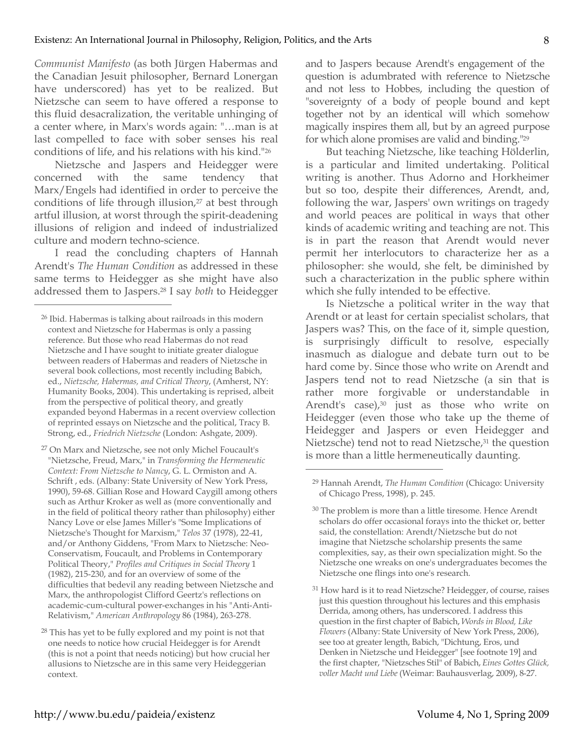*Communist Manifesto* (as both Jürgen Habermas and the Canadian Jesuit philosopher, Bernard Lonergan have underscored) has yet to be realized. But Nietzsche can seem to have offered a response to this fluid desacralization, the veritable unhinging of a center where, in Marx's words again: "…man is at last compelled to face with sober senses his real conditions of life, and his relations with his kind."[26]

Nietzsche and Jaspers and Heidegger were concerned with the same tendency that Marx/Engels had identified in order to perceive the conditions of life through illusion,[27] at best through artful illusion, at worst through the spirit-deadening illusions of religion and indeed of industrialized culture and modern techno-science.

I read the concluding chapters of Hannah Arendt's *The Human Condition* as addressed in these same terms to Heidegger as she might have also addressed them to Jaspers.[28] I say *both* to Heidegger and to Jaspers because Arendt's engagement of the question is adumbrated with reference to Nietzsche and not less to Hobbes, including the question of "sovereignty of a body of people bound and kept together not by an identical will which somehow magically inspires them all, but by an agreed purpose for which alone promises are valid and binding."[29]

But teaching Nietzsche, like teaching Hölderlin, is a particular and limited undertaking. Political writing is another. Thus Adorno and Horkheimer but so too, despite their differences, Arendt, and, following the war, Jaspers' own writings on tragedy and world peaces are political in ways that other kinds of academic writing and teaching are not. This is in part the reason that Arendt would never permit her interlocutors to characterize her as a philosopher: she would, she felt, be diminished by such a characterization in the public sphere within which she fully intended to be effective.

Is Nietzsche a political writer in the way that Arendt or at least for certain specialist scholars, that Jaspers was? This, on the face of it, simple question, is surprisingly difficult to resolve, especially inasmuch as dialogue and debate turn out to be hard come by. Since those who write on Arendt and Jaspers tend not to read Nietzsche (a sin that is rather more forgivable or understandable in Arendt's case),[30] just as those who write on Heidegger (even those who take up the theme of Heidegger and Jaspers or even Heidegger and Nietzsche) tend not to read Nietzsche,[31] the question is more than a little hermeneutically daunting.

---

[26] Ibid. Habermas is talking about railroads in this modern context and Nietzsche for Habermas is only a passing reference. But those who read Habermas do not read Nietzsche and I have sought to initiate greater dialogue between readers of Habermas and readers of Nietzsche in several book collections, most recently including Babich, ed., *Nietzsche, Habermas, and Critical Theory*, (Amherst, NY: Humanity Books, 2004). This undertaking is reprised, albeit from the perspective of political theory, and greatly expanded beyond Habermas in a recent overview collection of reprinted essays on Nietzsche and the political, Tracy B. Strong, ed., *Friedrich Nietzsche* (London: Ashgate, 2009).

[27] On Marx and Nietzsche, see not only Michel Foucault's "Nietzsche, Freud, Marx," in *Transforming the Hermeneutic Context: From Nietzsche to Nancy*, G. L. Ormiston and A. Schrift , eds. (Albany: State University of New York Press, 1990), 59-68. Gillian Rose and Howard Caygill among others such as Arthur Kroker as well as (more conventionally and in the field of political theory rather than philosophy) either Nancy Love or else James Miller's "Some Implications of Nietzsche's Thought for Marxism," *Telos* 37 (1978), 22-41, and/or Anthony Giddens, "From Marx to Nietzsche: Neo-Conservatism, Foucault, and Problems in Contemporary Political Theory," *Profiles and Critiques in Social Theory* 1 (1982), 215-230, and for an overview of some of the difficulties that bedevil any reading between Nietzsche and Marx, the anthropologist Clifford Geertz's reflections on academic-cum-cultural power-exchanges in his "Anti-Anti-Relativism," *American Anthropology* 86 (1984), 263-278.

[28] This has yet to be fully explored and my point is not that one needs to notice how crucial Heidegger is for Arendt (this is not a point that needs noticing) but how crucial her allusions to Nietzsche are in this same very Heideggerian context.

[29] Hannah Arendt, *The Human Condition* (Chicago: University of Chicago Press, 1998), p. 245.

[30] The problem is more than a little tiresome. Hence Arendt scholars do offer occasional forays into the thicket or, better said, the constellation: Arendt/Nietzsche but do not imagine that Nietzsche scholarship presents the same complexities, say, as their own specialization might. So the Nietzsche one wreaks on one's undergraduates becomes the Nietzsche one flings into one's research.

[31] How hard is it to read Nietzsche? Heidegger, of course, raises just this question throughout his lectures and this emphasis Derrida, among others, has underscored. I address this question in the first chapter of Babich, *Words in Blood, Like Flowers* (Albany: State University of New York Press, 2006), see too at greater length, Babich, "Dichtung, Eros, und Denken in Nietzsche und Heidegger" [see footnote 19] and the first chapter, "Nietzsches Stil" of Babich, *Eines Gottes Glück, voller Macht und Liebe* (Weimar: Bauhausverlag, 2009), 8-27.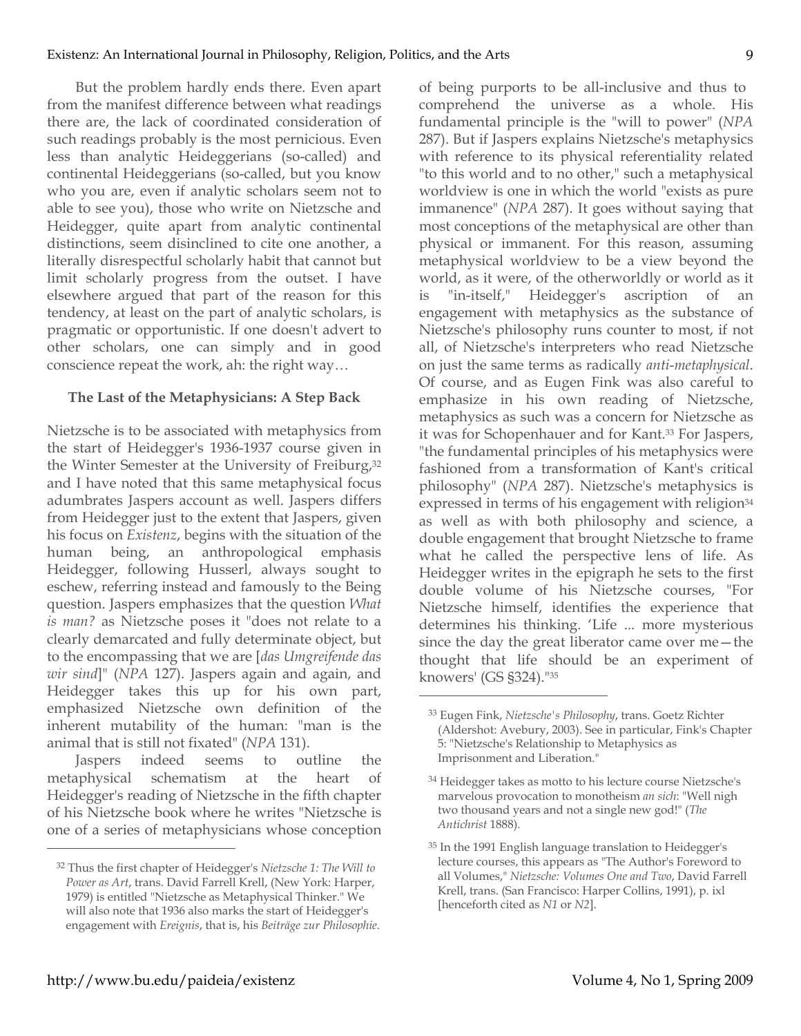But the problem hardly ends there. Even apart from the manifest difference between what readings there are, the lack of coordinated consideration of such readings probably is the most pernicious. Even less than analytic Heideggerians (so-called) and continental Heideggerians (so-called, but you know who you are, even if analytic scholars seem not to able to see you), those who write on Nietzsche and Heidegger, quite apart from analytic continental distinctions, seem disinclined to cite one another, a literally disrespectful scholarly habit that cannot but limit scholarly progress from the outset. I have elsewhere argued that part of the reason for this tendency, at least on the part of analytic scholars, is pragmatic or opportunistic. If one doesn't advert to other scholars, one can simply and in good conscience repeat the work, ah: the right way…

### The Last of the Metaphysicians: A Step Back

Nietzsche is to be associated with metaphysics from the start of Heidegger's 1936-1937 course given in the Winter Semester at the University of Freiburg,[32] and I have noted that this same metaphysical focus adumbrates Jaspers account as well. Jaspers differs from Heidegger just to the extent that Jaspers, given his focus on *Existenz*, begins with the situation of the human being, an anthropological emphasis Heidegger, following Husserl, always sought to eschew, referring instead and famously to the Being question. Jaspers emphasizes that the question *What is man?* as Nietzsche poses it "does not relate to a clearly demarcated and fully determinate object, but to the encompassing that we are [*das Umgreifende das wir sind*]" (*NPA* 127). Jaspers again and again, and Heidegger takes this up for his own part, emphasized Nietzsche own definition of the inherent mutability of the human: "man is the animal that is still not fixated" (*NPA* 131).

Jaspers indeed seems to outline the metaphysical schematism at the heart of Heidegger's reading of Nietzsche in the fifth chapter of his Nietzsche book where he writes "Nietzsche is one of a series of metaphysicians whose conception of being purports to be all-inclusive and thus to comprehend the universe as a whole. His fundamental principle is the "will to power" (*NPA* 287). But if Jaspers explains Nietzsche's metaphysics with reference to its physical referentiality related "to this world and to no other," such a metaphysical worldview is one in which the world "exists as pure immanence" (*NPA* 287). It goes without saying that most conceptions of the metaphysical are other than physical or immanent. For this reason, assuming metaphysical worldview to be a view beyond the world, as it were, of the otherworldly or world as it is "in-itself," Heidegger's ascription of an engagement with metaphysics as the substance of Nietzsche's philosophy runs counter to most, if not all, of Nietzsche's interpreters who read Nietzsche on just the same terms as radically *anti-metaphysical*. Of course, and as Eugen Fink was also careful to emphasize in his own reading of Nietzsche, metaphysics as such was a concern for Nietzsche as it was for Schopenhauer and for Kant.[33] For Jaspers, "the fundamental principles of his metaphysics were fashioned from a transformation of Kant's critical philosophy" (*NPA* 287). Nietzsche's metaphysics is expressed in terms of his engagement with religion[34] as well as with both philosophy and science, a double engagement that brought Nietzsche to frame what he called the perspective lens of life. As Heidegger writes in the epigraph he sets to the first double volume of his Nietzsche courses, "For Nietzsche himself, identifies the experience that determines his thinking. 'Life ... more mysterious since the day the great liberator came over me—the thought that life should be an experiment of knowers' (GS §324)."[35]

---

[32] Thus the first chapter of Heidegger's *Nietzsche 1: The Will to Power as Art*, trans. David Farrell Krell, (New York: Harper, 1979) is entitled "Nietzsche as Metaphysical Thinker." We will also note that 1936 also marks the start of Heidegger's engagement with *Ereignis*, that is, his *Beiträge zur Philosophie*.

[33] Eugen Fink, *Nietzsche's Philosophy*, trans. Goetz Richter (Aldershot: Avebury, 2003). See in particular, Fink's Chapter 5: "Nietzsche's Relationship to Metaphysics as Imprisonment and Liberation."

[34] Heidegger takes as motto to his lecture course Nietzsche's marvelous provocation to monotheism *an sich*: "Well nigh two thousand years and not a single new god!" (*The Antichrist* 1888).

[35] In the 1991 English language translation to Heidegger's lecture courses, this appears as "The Author's Foreword to all Volumes," *Nietzsche: Volumes One and Two*, David Farrell Krell, trans. (San Francisco: Harper Collins, 1991), p. ixl [henceforth cited as *N1* or *N2*].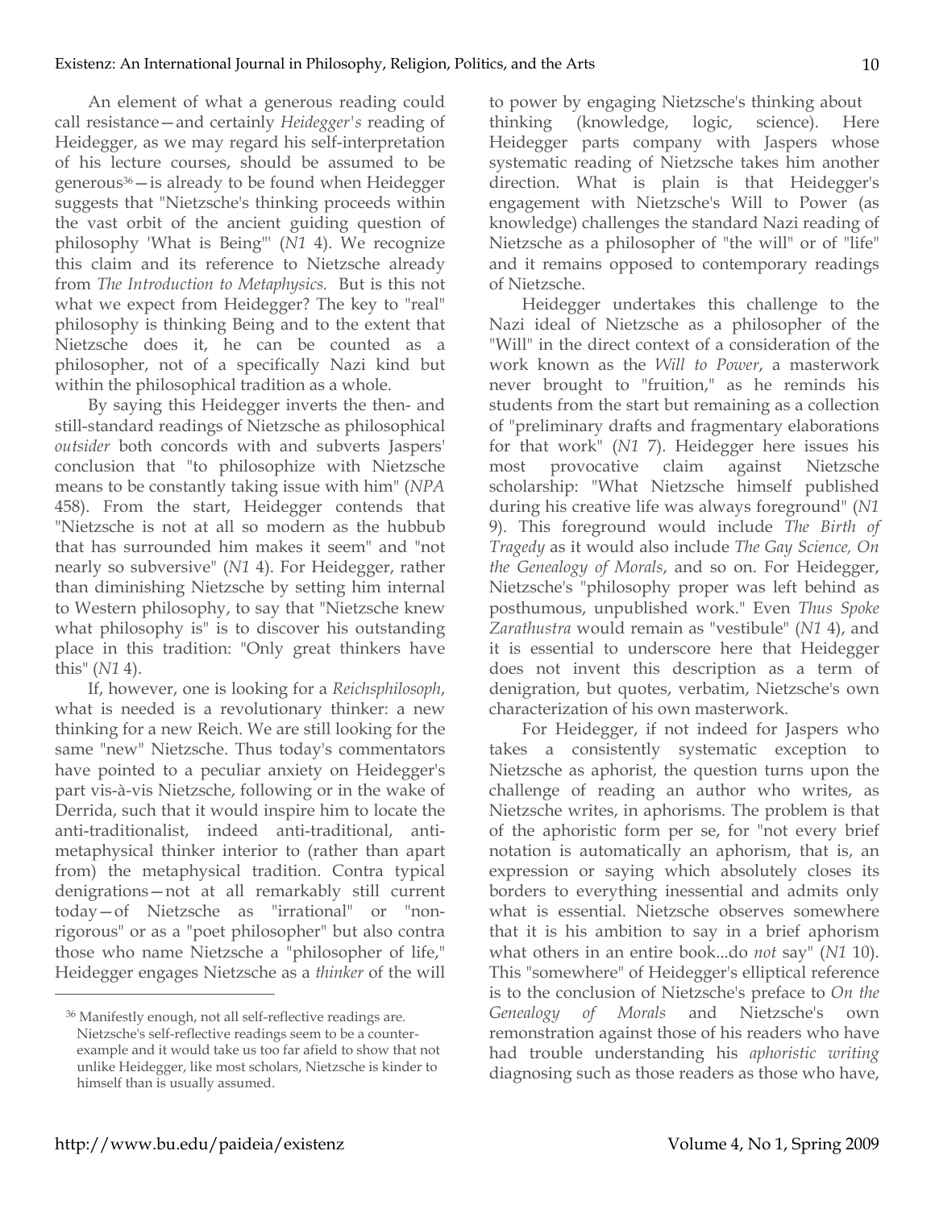An element of what a generous reading could call resistance—and certainly *Heidegger's* reading of Heidegger, as we may regard his self-interpretation of his lecture courses, should be assumed to be generous[36]—is already to be found when Heidegger suggests that "Nietzsche's thinking proceeds within the vast orbit of the ancient guiding question of philosophy 'What is Being'" (*N1* 4). We recognize this claim and its reference to Nietzsche already from *The Introduction to Metaphysics.* But is this not what we expect from Heidegger? The key to "real" philosophy is thinking Being and to the extent that Nietzsche does it, he can be counted as a philosopher, not of a specifically Nazi kind but within the philosophical tradition as a whole.

By saying this Heidegger inverts the then- and still-standard readings of Nietzsche as philosophical *outsider* both concords with and subverts Jaspers' conclusion that "to philosophize with Nietzsche means to be constantly taking issue with him" (*NPA* 458). From the start, Heidegger contends that "Nietzsche is not at all so modern as the hubbub that has surrounded him makes it seem" and "not nearly so subversive" (*N1* 4). For Heidegger, rather than diminishing Nietzsche by setting him internal to Western philosophy, to say that "Nietzsche knew what philosophy is" is to discover his outstanding place in this tradition: "Only great thinkers have this" (*N1* 4).

If, however, one is looking for a *Reichsphilosoph*, what is needed is a revolutionary thinker: a new thinking for a new Reich. We are still looking for the same "new" Nietzsche. Thus today's commentators have pointed to a peculiar anxiety on Heidegger's part vis-à-vis Nietzsche, following or in the wake of Derrida, such that it would inspire him to locate the anti-traditionalist, indeed anti-traditional, anti-metaphysical thinker interior to (rather than apart from) the metaphysical tradition. Contra typical denigrations—not at all remarkably still current today—of Nietzsche as "irrational" or "non-rigorous" or as a "poet philosopher" but also contra those who name Nietzsche a "philosopher of life," Heidegger engages Nietzsche as a *thinker* of the will to power by engaging Nietzsche's thinking about thinking (knowledge, logic, science). Here Heidegger parts company with Jaspers whose systematic reading of Nietzsche takes him another direction. What is plain is that Heidegger's engagement with Nietzsche's Will to Power (as knowledge) challenges the standard Nazi reading of Nietzsche as a philosopher of "the will" or of "life" and it remains opposed to contemporary readings of Nietzsche.

Heidegger undertakes this challenge to the Nazi ideal of Nietzsche as a philosopher of the "Will" in the direct context of a consideration of the work known as the *Will to Power*, a masterwork never brought to "fruition," as he reminds his students from the start but remaining as a collection of "preliminary drafts and fragmentary elaborations for that work" (*N1* 7). Heidegger here issues his most provocative claim against Nietzsche scholarship: "What Nietzsche himself published during his creative life was always foreground" (*N1* 9). This foreground would include *The Birth of Tragedy* as it would also include *The Gay Science, On the Genealogy of Morals*, and so on. For Heidegger, Nietzsche's "philosophy proper was left behind as posthumous, unpublished work." Even *Thus Spoke Zarathustra* would remain as "vestibule" (*N1* 4), and it is essential to underscore here that Heidegger does not invent this description as a term of denigration, but quotes, verbatim, Nietzsche's own characterization of his own masterwork.

For Heidegger, if not indeed for Jaspers who takes a consistently systematic exception to Nietzsche as aphorist, the question turns upon the challenge of reading an author who writes, as Nietzsche writes, in aphorisms. The problem is that of the aphoristic form per se, for "not every brief notation is automatically an aphorism, that is, an expression or saying which absolutely closes its borders to everything inessential and admits only what is essential. Nietzsche observes somewhere that it is his ambition to say in a brief aphorism what others in an entire book...do *not* say" (*N1* 10). This "somewhere" of Heidegger's elliptical reference is to the conclusion of Nietzsche's preface to *On the Genealogy of Morals* and Nietzsche's own remonstration against those of his readers who have had trouble understanding his *aphoristic writing* diagnosing such as those readers as those who have,

[36] Manifestly enough, not all self-reflective readings are. Nietzsche's self-reflective readings seem to be a counter-example and it would take us too far afield to show that not unlike Heidegger, like most scholars, Nietzsche is kinder to himself than is usually assumed.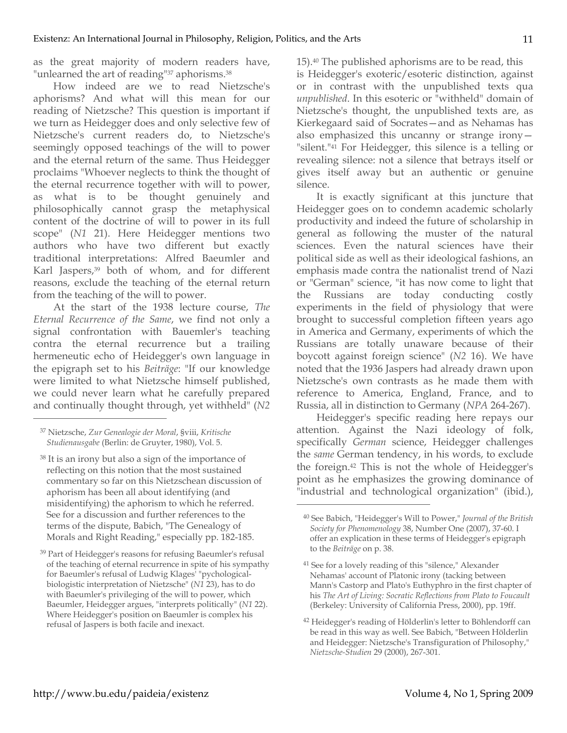as the great majority of modern readers have, "unlearned the art of reading"[37] aphorisms.[38]

How indeed are we to read Nietzsche's aphorisms? And what will this mean for our reading of Nietzsche? This question is important if we turn as Heidegger does and only selective few of Nietzsche's current readers do, to Nietzsche's seemingly opposed teachings of the will to power and the eternal return of the same. Thus Heidegger proclaims "Whoever neglects to think the thought of the eternal recurrence together with will to power, as what is to be thought genuinely and philosophically cannot grasp the metaphysical content of the doctrine of will to power in its full scope" (*N1* 21). Here Heidegger mentions two authors who have two different but exactly traditional interpretations: Alfred Baeumler and Karl Jaspers,[39] both of whom, and for different reasons, exclude the teaching of the eternal return from the teaching of the will to power.

At the start of the 1938 lecture course, *The Eternal Recurrence of the Same*, we find not only a signal confrontation with Bauemler's teaching contra the eternal recurrence but a trailing hermeneutic echo of Heidegger's own language in the epigraph set to his *Beiträge*: "If our knowledge were limited to what Nietzsche himself published, we could never learn what he carefully prepared and continually thought through, yet withheld" (*N2* 15).[40] The published aphorisms are to be read, this is Heidegger's exoteric/esoteric distinction, against or in contrast with the unpublished texts qua *unpublished*. In this esoteric or "withheld" domain of Nietzsche's thought, the unpublished texts are, as Kierkegaard said of Socrates—and as Nehamas has also emphasized this uncanny or strange irony—"silent."[41] For Heidegger, this silence is a telling or revealing silence: not a silence that betrays itself or gives itself away but an authentic or genuine silence.

It is exactly significant at this juncture that Heidegger goes on to condemn academic scholarly productivity and indeed the future of scholarship in general as following the muster of the natural sciences. Even the natural sciences have their political side as well as their ideological fashions, an emphasis made contra the nationalist trend of Nazi or "German" science, "it has now come to light that the Russians are today conducting costly experiments in the field of physiology that were brought to successful completion fifteen years ago in America and Germany, experiments of which the Russians are totally unaware because of their boycott against foreign science" (*N2* 16). We have noted that the 1936 Jaspers had already drawn upon Nietzsche's own contrasts as he made them with reference to America, England, France, and to Russia, all in distinction to Germany (*NPA* 264-267).

Heidegger's specific reading here repays our attention. Against the Nazi ideology of folk, specifically *German* science, Heidegger challenges the *same* German tendency, in his words, to exclude the foreign.[42] This is not the whole of Heidegger's point as he emphasizes the growing dominance of "industrial and technological organization" (ibid.),

---

[37] Nietzsche, *Zur Genealogie der Moral*, §viii, *Kritische Studienausgabe* (Berlin: de Gruyter, 1980), Vol. 5.

[38] It is an irony but also a sign of the importance of reflecting on this notion that the most sustained commentary so far on this Nietzschean discussion of aphorism has been all about identifying (and misidentifying) the aphorism to which he referred. See for a discussion and further references to the terms of the dispute, Babich, "The Genealogy of Morals and Right Reading," especially pp. 182-185.

[39] Part of Heidegger's reasons for refusing Baeumler's refusal of the teaching of eternal recurrence in spite of his sympathy for Baeumler's refusal of Ludwig Klages' "pychological-biologistic interpretation of Nietzsche" (*N1* 23), has to do with Baeumler's privileging of the will to power, which Baeumler, Heidegger argues, "interprets politically" (*N1* 22). Where Heidegger's position on Baeumler is complex his refusal of Jaspers is both facile and inexact.

[40] See Babich, "Heidegger's Will to Power," *Journal of the British Society for Phenomenology* 38, Number One (2007), 37-60. I offer an explication in these terms of Heidegger's epigraph to the *Beiträge* on p. 38.

[41] See for a lovely reading of this "silence," Alexander Nehamas' account of Platonic irony (tacking between Mann's Castorp and Plato's Euthyphro in the first chapter of his *The Art of Living: Socratic Reflections from Plato to Foucault* (Berkeley: University of California Press, 2000), pp. 19ff.

[42] Heidegger's reading of Hölderlin's letter to Böhlendorff can be read in this way as well. See Babich, "Between Hölderlin and Heidegger: Nietzsche's Transfiguration of Philosophy," *Nietzsche-Studien* 29 (2000), 267-301.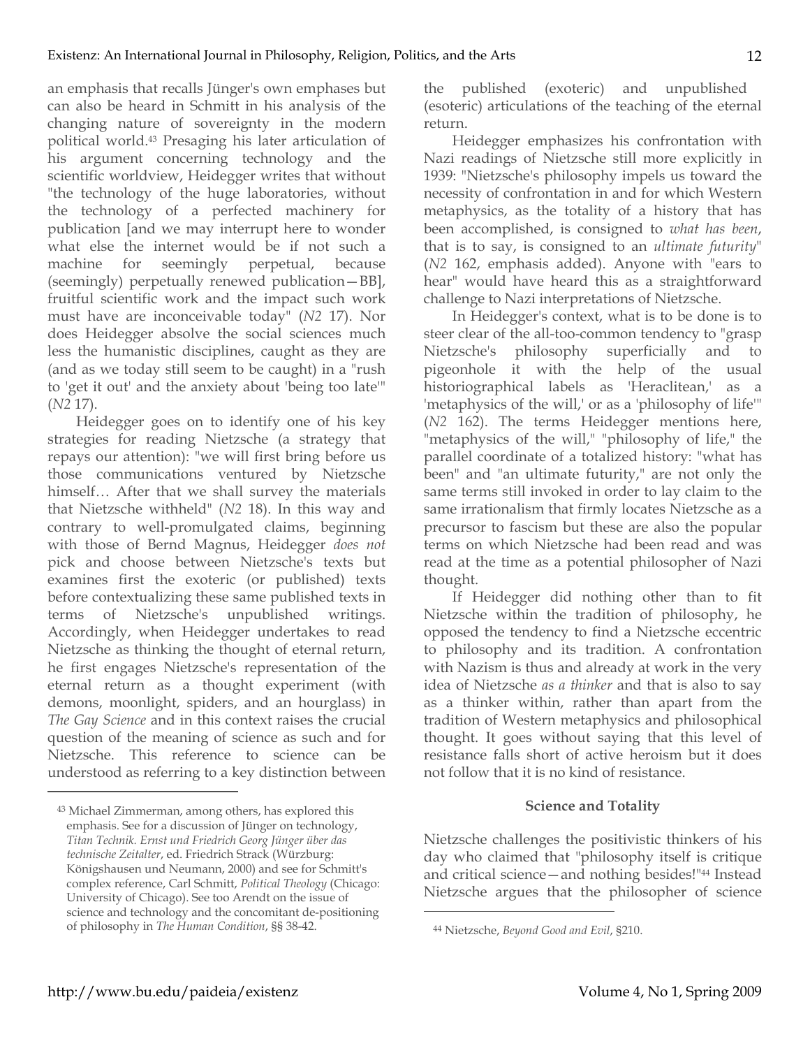an emphasis that recalls Jünger's own emphases but can also be heard in Schmitt in his analysis of the changing nature of sovereignty in the modern political world.[43] Presaging his later articulation of his argument concerning technology and the scientific worldview, Heidegger writes that without "the technology of the huge laboratories, without the technology of a perfected machinery for publication [and we may interrupt here to wonder what else the internet would be if not such a machine for seemingly perpetual, because (seemingly) perpetually renewed publication—BB], fruitful scientific work and the impact such work must have are inconceivable today" (*N2* 17). Nor does Heidegger absolve the social sciences much less the humanistic disciplines, caught as they are (and as we today still seem to be caught) in a "rush to 'get it out' and the anxiety about 'being too late'" (*N2* 17).

Heidegger goes on to identify one of his key strategies for reading Nietzsche (a strategy that repays our attention): "we will first bring before us those communications ventured by Nietzsche himself… After that we shall survey the materials that Nietzsche withheld" (*N2* 18). In this way and contrary to well-promulgated claims, beginning with those of Bernd Magnus, Heidegger *does not* pick and choose between Nietzsche's texts but examines first the exoteric (or published) texts before contextualizing these same published texts in terms of Nietzsche's unpublished writings. Accordingly, when Heidegger undertakes to read Nietzsche as thinking the thought of eternal return, he first engages Nietzsche's representation of the eternal return as a thought experiment (with demons, moonlight, spiders, and an hourglass) in *The Gay Science* and in this context raises the crucial question of the meaning of science as such and for Nietzsche. This reference to science can be understood as referring to a key distinction between the published (exoteric) and unpublished (esoteric) articulations of the teaching of the eternal return.

Heidegger emphasizes his confrontation with Nazi readings of Nietzsche still more explicitly in 1939: "Nietzsche's philosophy impels us toward the necessity of confrontation in and for which Western metaphysics, as the totality of a history that has been accomplished, is consigned to *what has been*, that is to say, is consigned to an *ultimate futurity*" (*N2* 162, emphasis added). Anyone with "ears to hear" would have heard this as a straightforward challenge to Nazi interpretations of Nietzsche.

In Heidegger's context, what is to be done is to steer clear of the all-too-common tendency to "grasp Nietzsche's philosophy superficially and to pigeonhole it with the help of the usual historiographical labels as 'Heraclitean,' as a 'metaphysics of the will,' or as a 'philosophy of life'" (*N2* 162). The terms Heidegger mentions here, "metaphysics of the will," "philosophy of life," the parallel coordinate of a totalized history: "what has been" and "an ultimate futurity," are not only the same terms still invoked in order to lay claim to the same irrationalism that firmly locates Nietzsche as a precursor to fascism but these are also the popular terms on which Nietzsche had been read and was read at the time as a potential philosopher of Nazi thought.

If Heidegger did nothing other than to fit Nietzsche within the tradition of philosophy, he opposed the tendency to find a Nietzsche eccentric to philosophy and its tradition. A confrontation with Nazism is thus and already at work in the very idea of Nietzsche *as a thinker* and that is also to say as a thinker within, rather than apart from the tradition of Western metaphysics and philosophical thought. It goes without saying that this level of resistance falls short of active heroism but it does not follow that it is no kind of resistance.

### Science and Totality

Nietzsche challenges the positivistic thinkers of his day who claimed that "philosophy itself is critique and critical science—and nothing besides!"[44] Instead Nietzsche argues that the philosopher of science

---

[43] Michael Zimmerman, among others, has explored this emphasis. See for a discussion of Jünger on technology, *Titan Technik. Ernst und Friedrich Georg Jünger über das technische Zeitalter*, ed. Friedrich Strack (Würzburg: Königshausen und Neumann, 2000) and see for Schmitt's complex reference, Carl Schmitt, *Political Theology* (Chicago: University of Chicago). See too Arendt on the issue of science and technology and the concomitant de-positioning of philosophy in *The Human Condition*, §§ 38-42.

[44] Nietzsche, *Beyond Good and Evil*, §210.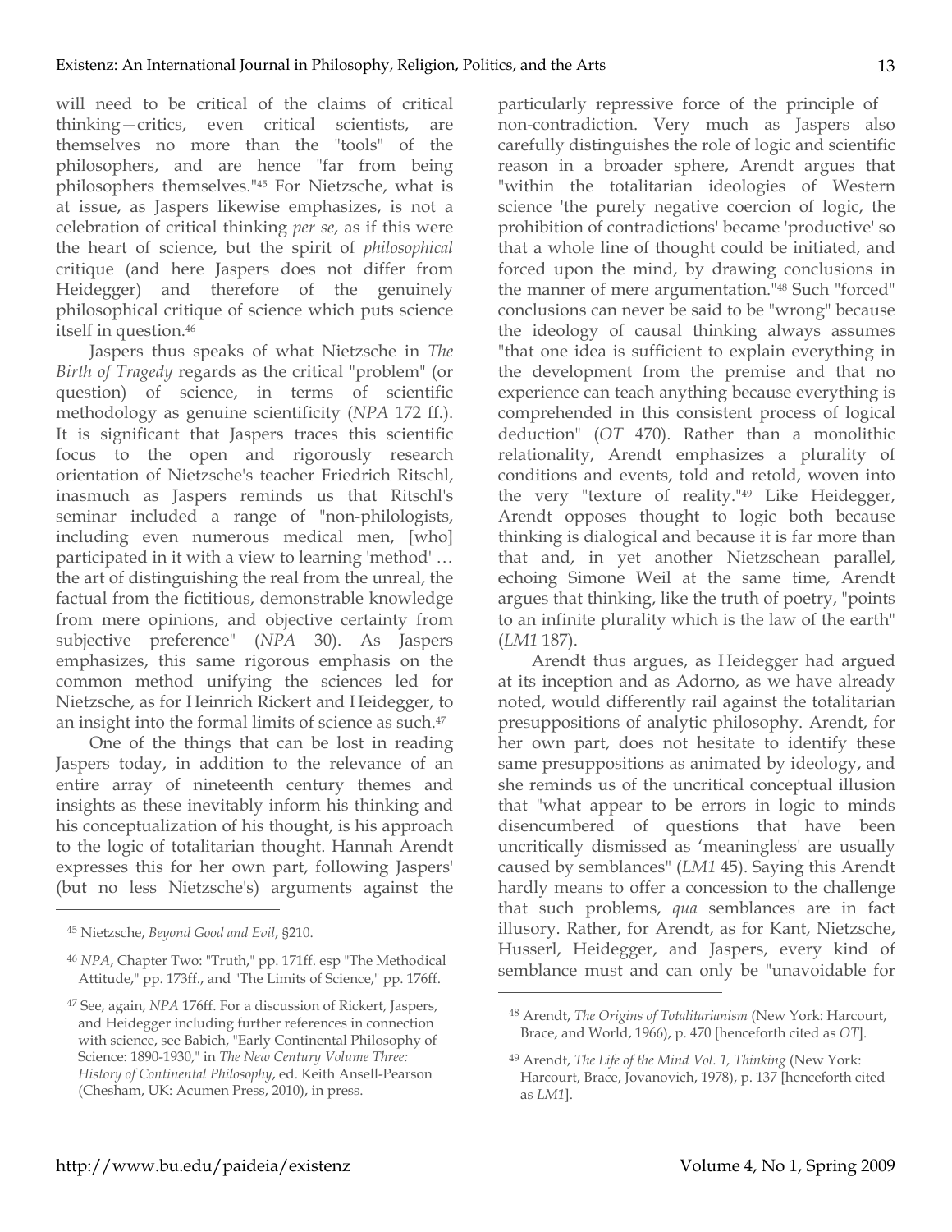will need to be critical of the claims of critical thinking—critics, even critical scientists, are themselves no more than the "tools" of the philosophers, and are hence "far from being philosophers themselves."[45] For Nietzsche, what is at issue, as Jaspers likewise emphasizes, is not a celebration of critical thinking *per se*, as if this were the heart of science, but the spirit of *philosophical* critique (and here Jaspers does not differ from Heidegger) and therefore of the genuinely philosophical critique of science which puts science itself in question.[46]

Jaspers thus speaks of what Nietzsche in *The Birth of Tragedy* regards as the critical "problem" (or question) of science, in terms of scientific methodology as genuine scientificity (*NPA* 172 ff.). It is significant that Jaspers traces this scientific focus to the open and rigorously research orientation of Nietzsche's teacher Friedrich Ritschl, inasmuch as Jaspers reminds us that Ritschl's seminar included a range of "non-philologists, including even numerous medical men, [who] participated in it with a view to learning 'method' … the art of distinguishing the real from the unreal, the factual from the fictitious, demonstrable knowledge from mere opinions, and objective certainty from subjective preference" (*NPA* 30). As Jaspers emphasizes, this same rigorous emphasis on the common method unifying the sciences led for Nietzsche, as for Heinrich Rickert and Heidegger, to an insight into the formal limits of science as such.[47]

One of the things that can be lost in reading Jaspers today, in addition to the relevance of an entire array of nineteenth century themes and insights as these inevitably inform his thinking and his conceptualization of his thought, is his approach to the logic of totalitarian thought. Hannah Arendt expresses this for her own part, following Jaspers' (but no less Nietzsche's) arguments against the particularly repressive force of the principle of non-contradiction. Very much as Jaspers also carefully distinguishes the role of logic and scientific reason in a broader sphere, Arendt argues that "within the totalitarian ideologies of Western science 'the purely negative coercion of logic, the prohibition of contradictions' became 'productive' so that a whole line of thought could be initiated, and forced upon the mind, by drawing conclusions in the manner of mere argumentation."[48] Such "forced" conclusions can never be said to be "wrong" because the ideology of causal thinking always assumes "that one idea is sufficient to explain everything in the development from the premise and that no experience can teach anything because everything is comprehended in this consistent process of logical deduction" (*OT* 470). Rather than a monolithic relationality, Arendt emphasizes a plurality of conditions and events, told and retold, woven into the very "texture of reality."[49] Like Heidegger, Arendt opposes thought to logic both because thinking is dialogical and because it is far more than that and, in yet another Nietzschean parallel, echoing Simone Weil at the same time, Arendt argues that thinking, like the truth of poetry, "points to an infinite plurality which is the law of the earth" (*LM1* 187).

Arendt thus argues, as Heidegger had argued at its inception and as Adorno, as we have already noted, would differently rail against the totalitarian presuppositions of analytic philosophy. Arendt, for her own part, does not hesitate to identify these same presuppositions as animated by ideology, and she reminds us of the uncritical conceptual illusion that "what appear to be errors in logic to minds disencumbered of questions that have been uncritically dismissed as 'meaningless' are usually caused by semblances" (*LM1* 45). Saying this Arendt hardly means to offer a concession to the challenge that such problems, *qua* semblances are in fact illusory. Rather, for Arendt, as for Kant, Nietzsche, Husserl, Heidegger, and Jaspers, every kind of semblance must and can only be "unavoidable for

---

[45] Nietzsche, *Beyond Good and Evil*, §210.

[46] *NPA*, Chapter Two: "Truth," pp. 171ff. esp "The Methodical Attitude," pp. 173ff., and "The Limits of Science," pp. 176ff.

[47] See, again, *NPA* 176ff. For a discussion of Rickert, Jaspers, and Heidegger including further references in connection with science, see Babich, "Early Continental Philosophy of Science: 1890-1930," in *The New Century Volume Three: History of Continental Philosophy*, ed. Keith Ansell-Pearson (Chesham, UK: Acumen Press, 2010), in press.

[48] Arendt, *The Origins of Totalitarianism* (New York: Harcourt, Brace, and World, 1966), p. 470 [henceforth cited as *OT*].

[49] Arendt, *The Life of the Mind Vol. 1, Thinking* (New York: Harcourt, Brace, Jovanovich, 1978), p. 137 [henceforth cited as *LM1*].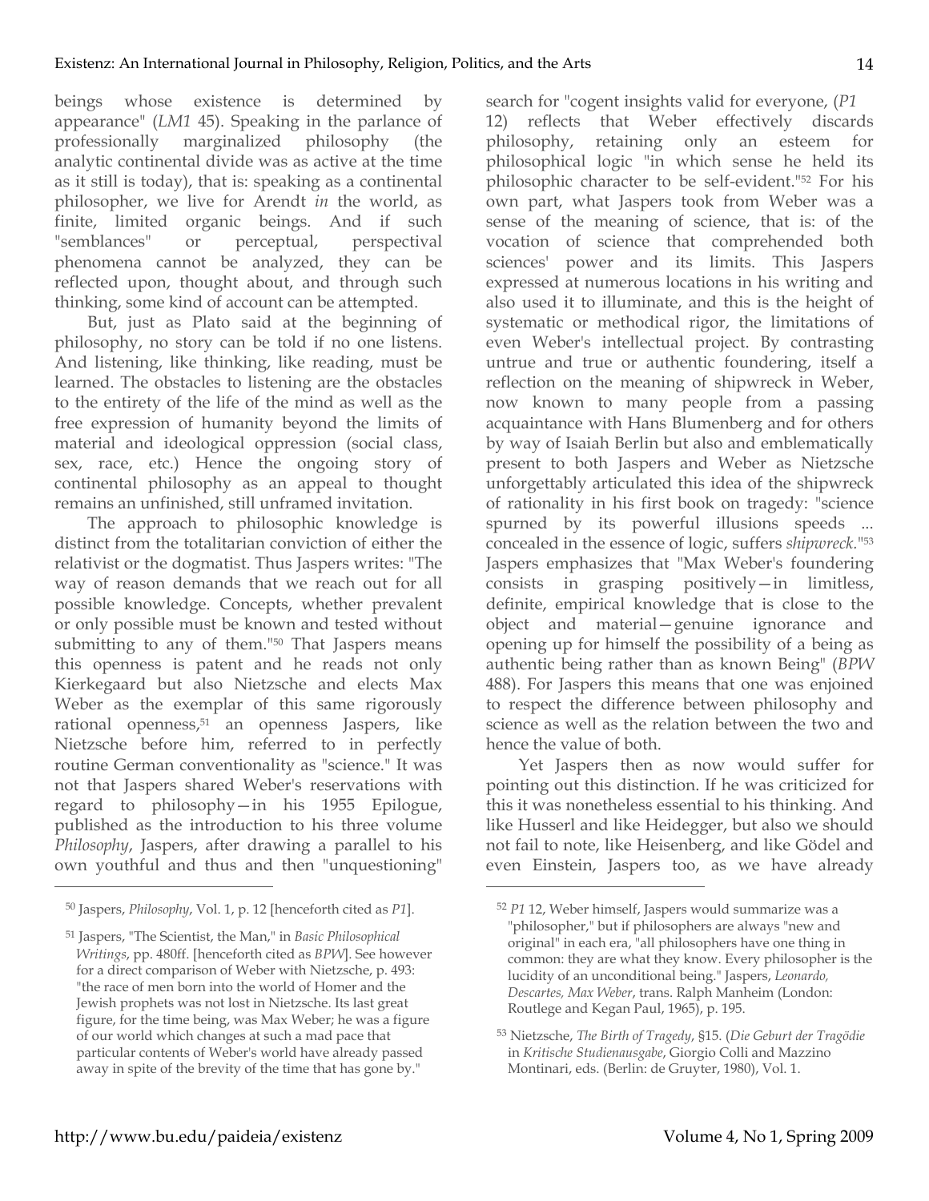beings whose existence is determined by appearance" (*LM1* 45). Speaking in the parlance of professionally marginalized philosophy (the analytic continental divide was as active at the time as it still is today), that is: speaking as a continental philosopher, we live for Arendt *in* the world, as finite, limited organic beings. And if such "semblances" or perceptual, perspectival phenomena cannot be analyzed, they can be reflected upon, thought about, and through such thinking, some kind of account can be attempted.

But, just as Plato said at the beginning of philosophy, no story can be told if no one listens. And listening, like thinking, like reading, must be learned. The obstacles to listening are the obstacles to the entirety of the life of the mind as well as the free expression of humanity beyond the limits of material and ideological oppression (social class, sex, race, etc.) Hence the ongoing story of continental philosophy as an appeal to thought remains an unfinished, still unframed invitation.

The approach to philosophic knowledge is distinct from the totalitarian conviction of either the relativist or the dogmatist. Thus Jaspers writes: "The way of reason demands that we reach out for all possible knowledge. Concepts, whether prevalent or only possible must be known and tested without submitting to any of them."[50] That Jaspers means this openness is patent and he reads not only Kierkegaard but also Nietzsche and elects Max Weber as the exemplar of this same rigorously rational openness,[51] an openness Jaspers, like Nietzsche before him, referred to in perfectly routine German conventionality as "science." It was not that Jaspers shared Weber's reservations with regard to philosophy—in his 1955 Epilogue, published as the introduction to his three volume *Philosophy*, Jaspers, after drawing a parallel to his own youthful and thus and then "unquestioning" search for "cogent insights valid for everyone, (*P1* 12) reflects that Weber effectively discards philosophy, retaining only an esteem for philosophical logic "in which sense he held its philosophic character to be self-evident."[52] For his own part, what Jaspers took from Weber was a sense of the meaning of science, that is: of the vocation of science that comprehended both sciences' power and its limits. This Jaspers expressed at numerous locations in his writing and also used it to illuminate, and this is the height of systematic or methodical rigor, the limitations of even Weber's intellectual project. By contrasting untrue and true or authentic foundering, itself a reflection on the meaning of shipwreck in Weber, now known to many people from a passing acquaintance with Hans Blumenberg and for others by way of Isaiah Berlin but also and emblematically present to both Jaspers and Weber as Nietzsche unforgettably articulated this idea of the shipwreck of rationality in his first book on tragedy: "science spurned by its powerful illusions speeds ... concealed in the essence of logic, suffers *shipwreck*."[53] Jaspers emphasizes that "Max Weber's foundering consists in grasping positively—in limitless, definite, empirical knowledge that is close to the object and material—genuine ignorance and opening up for himself the possibility of a being as authentic being rather than as known Being" (*BPW* 488). For Jaspers this means that one was enjoined to respect the difference between philosophy and science as well as the relation between the two and hence the value of both.

Yet Jaspers then as now would suffer for pointing out this distinction. If he was criticized for this it was nonetheless essential to his thinking. And like Husserl and like Heidegger, but also we should not fail to note, like Heisenberg, and like Gödel and even Einstein, Jaspers too, as we have already

---

[50] Jaspers, *Philosophy*, Vol. 1, p. 12 [henceforth cited as *P1*].

[51] Jaspers, "The Scientist, the Man," in *Basic Philosophical Writings*, pp. 480ff. [henceforth cited as *BPW*]. See however for a direct comparison of Weber with Nietzsche, p. 493: "the race of men born into the world of Homer and the Jewish prophets was not lost in Nietzsche. Its last great figure, for the time being, was Max Weber; he was a figure of our world which changes at such a mad pace that particular contents of Weber's world have already passed away in spite of the brevity of the time that has gone by."

[52] *P1* 12, Weber himself, Jaspers would summarize was a "philosopher," but if philosophers are always "new and original" in each era, "all philosophers have one thing in common: they are what they know. Every philosopher is the lucidity of an unconditional being." Jaspers, *Leonardo, Descartes, Max Weber*, trans. Ralph Manheim (London: Routlege and Kegan Paul, 1965), p. 195.

[53] Nietzsche, *The Birth of Tragedy*, §15. (*Die Geburt der Tragödie* in *Kritische Studienausgabe*, Giorgio Colli and Mazzino Montinari, eds. (Berlin: de Gruyter, 1980), Vol. 1.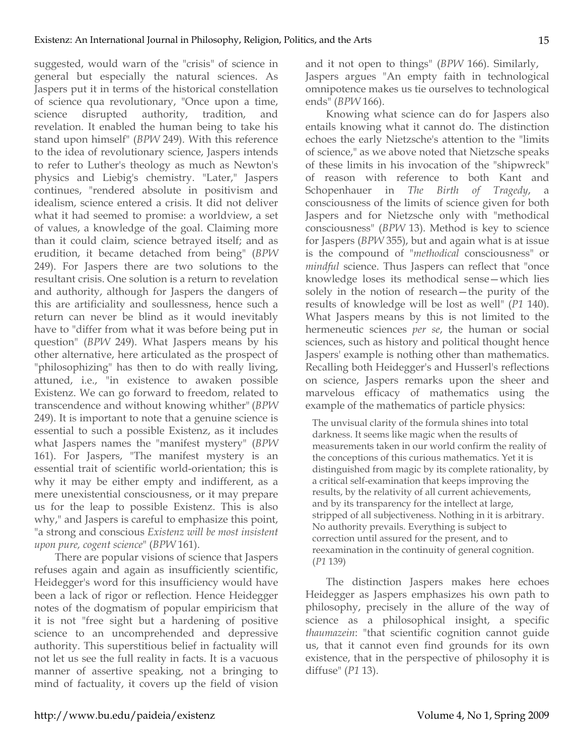suggested, would warn of the "crisis" of science in general but especially the natural sciences. As Jaspers put it in terms of the historical constellation of science qua revolutionary, "Once upon a time, science disrupted authority, tradition, and revelation. It enabled the human being to take his stand upon himself" (*BPW* 249). With this reference to the idea of revolutionary science, Jaspers intends to refer to Luther's theology as much as Newton's physics and Liebig's chemistry. "Later," Jaspers continues, "rendered absolute in positivism and idealism, science entered a crisis. It did not deliver what it had seemed to promise: a worldview, a set of values, a knowledge of the goal. Claiming more than it could claim, science betrayed itself; and as erudition, it became detached from being" (*BPW* 249). For Jaspers there are two solutions to the resultant crisis. One solution is a return to revelation and authority, although for Jaspers the dangers of this are artificiality and soullessness, hence such a return can never be blind as it would inevitably have to "differ from what it was before being put in question" (*BPW* 249). What Jaspers means by his other alternative, here articulated as the prospect of "philosophizing" has then to do with really living, attuned, i.e., "in existence to awaken possible Existenz. We can go forward to freedom, related to transcendence and without knowing whither" (*BPW* 249). It is important to note that a genuine science is essential to such a possible Existenz, as it includes what Jaspers names the "manifest mystery" (*BPW* 161). For Jaspers, "The manifest mystery is an essential trait of scientific world-orientation; this is why it may be either empty and indifferent, as a mere unexistential consciousness, or it may prepare us for the leap to possible Existenz. This is also why," and Jaspers is careful to emphasize this point, "a strong and conscious *Existenz will be most insistent upon pure, cogent science*" (*BPW* 161).

There are popular visions of science that Jaspers refuses again and again as insufficiently scientific, Heidegger's word for this insufficiency would have been a lack of rigor or reflection. Hence Heidegger notes of the dogmatism of popular empiricism that it is not "free sight but a hardening of positive science to an uncomprehended and depressive authority. This superstitious belief in factuality will not let us see the full reality in facts. It is a vacuous manner of assertive speaking, not a bringing to mind of factuality, it covers up the field of vision and it not open to things" (*BPW* 166). Similarly, Jaspers argues "An empty faith in technological omnipotence makes us tie ourselves to technological ends" (*BPW* 166).

Knowing what science can do for Jaspers also entails knowing what it cannot do. The distinction echoes the early Nietzsche's attention to the "limits of science," as we above noted that Nietzsche speaks of these limits in his invocation of the "shipwreck" of reason with reference to both Kant and Schopenhauer in *The Birth of Tragedy*, a consciousness of the limits of science given for both Jaspers and for Nietzsche only with "methodical consciousness" (*BPW* 13). Method is key to science for Jaspers (*BPW* 355), but and again what is at issue is the compound of "*methodical* consciousness" or *mindful* science. Thus Jaspers can reflect that "once knowledge loses its methodical sense—which lies solely in the notion of research—the purity of the results of knowledge will be lost as well" (*P1* 140). What Jaspers means by this is not limited to the hermeneutic sciences *per se*, the human or social sciences, such as history and political thought hence Jaspers' example is nothing other than mathematics. Recalling both Heidegger's and Husserl's reflections on science, Jaspers remarks upon the sheer and marvelous efficacy of mathematics using the example of the mathematics of particle physics:

> The unvisual clarity of the formula shines into total darkness. It seems like magic when the results of measurements taken in our world confirm the reality of the conceptions of this curious mathematics. Yet it is distinguished from magic by its complete rationality, by a critical self-examination that keeps improving the results, by the relativity of all current achievements, and by its transparency for the intellect at large, stripped of all subjectiveness. Nothing in it is arbitrary. No authority prevails. Everything is subject to correction until assured for the present, and to reexamination in the continuity of general cognition. (*P1* 139)

The distinction Jaspers makes here echoes Heidegger as Jaspers emphasizes his own path to philosophy, precisely in the allure of the way of science as a philosophical insight, a specific *thaumazein*: "that scientific cognition cannot guide us, that it cannot even find grounds for its own existence, that in the perspective of philosophy it is diffuse" (*P1* 13).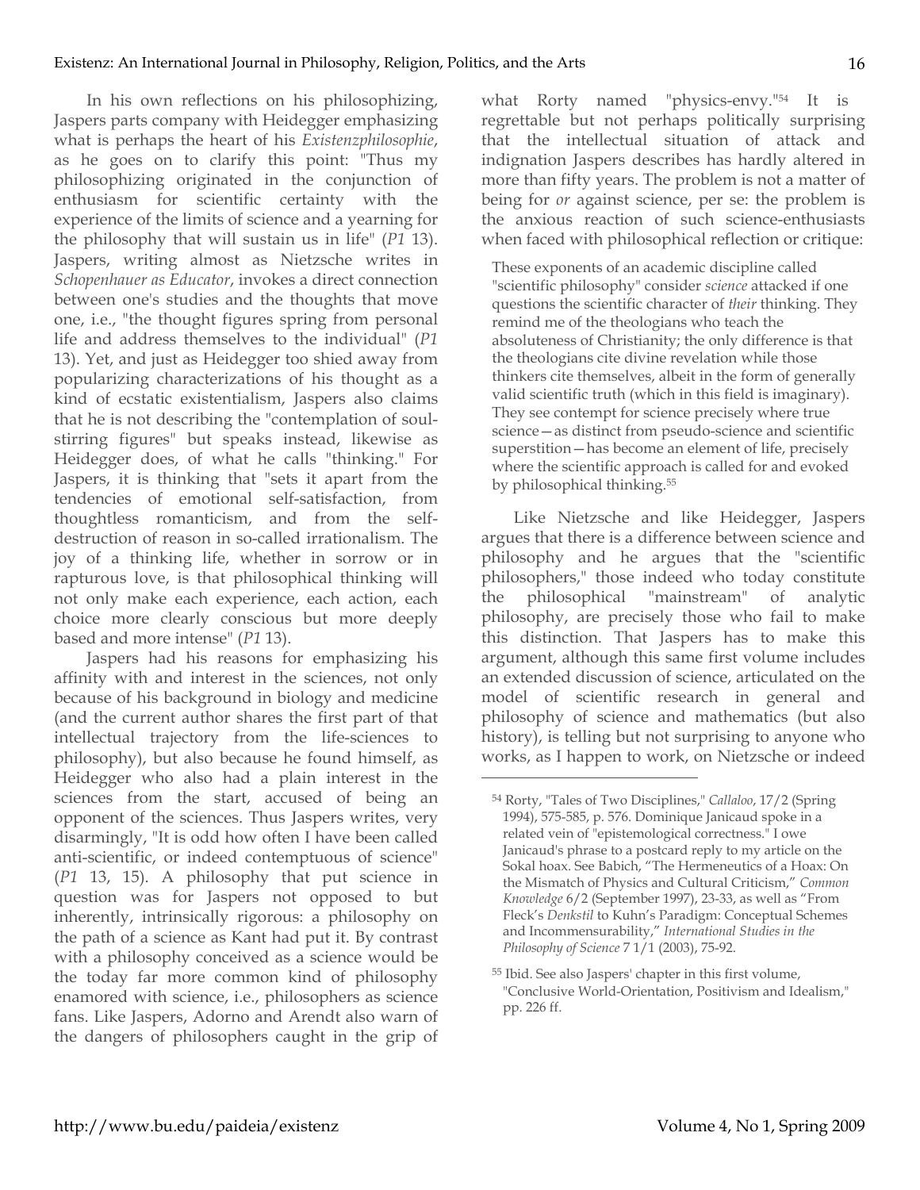In his own reflections on his philosophizing, Jaspers parts company with Heidegger emphasizing what is perhaps the heart of his *Existenzphilosophie*, as he goes on to clarify this point: "Thus my philosophizing originated in the conjunction of enthusiasm for scientific certainty with the experience of the limits of science and a yearning for the philosophy that will sustain us in life" (*P1* 13). Jaspers, writing almost as Nietzsche writes in *Schopenhauer as Educator*, invokes a direct connection between one's studies and the thoughts that move one, i.e., "the thought figures spring from personal life and address themselves to the individual" (*P1* 13). Yet, and just as Heidegger too shied away from popularizing characterizations of his thought as a kind of ecstatic existentialism, Jaspers also claims that he is not describing the "contemplation of soul-stirring figures" but speaks instead, likewise as Heidegger does, of what he calls "thinking." For Jaspers, it is thinking that "sets it apart from the tendencies of emotional self-satisfaction, from thoughtless romanticism, and from the self-destruction of reason in so-called irrationalism. The joy of a thinking life, whether in sorrow or in rapturous love, is that philosophical thinking will not only make each experience, each action, each choice more clearly conscious but more deeply based and more intense" (*P1* 13).

Jaspers had his reasons for emphasizing his affinity with and interest in the sciences, not only because of his background in biology and medicine (and the current author shares the first part of that intellectual trajectory from the life-sciences to philosophy), but also because he found himself, as Heidegger who also had a plain interest in the sciences from the start, accused of being an opponent of the sciences. Thus Jaspers writes, very disarmingly, "It is odd how often I have been called anti-scientific, or indeed contemptuous of science" (*P1* 13, 15). A philosophy that put science in question was for Jaspers not opposed to but inherently, intrinsically rigorous: a philosophy on the path of a science as Kant had put it. By contrast with a philosophy conceived as a science would be the today far more common kind of philosophy enamored with science, i.e., philosophers as science fans. Like Jaspers, Adorno and Arendt also warn of the dangers of philosophers caught in the grip of what Rorty named "physics-envy."[54] It is regrettable but not perhaps politically surprising that the intellectual situation of attack and indignation Jaspers describes has hardly altered in more than fifty years. The problem is not a matter of being for *or* against science, per se: the problem is the anxious reaction of such science-enthusiasts when faced with philosophical reflection or critique:

> These exponents of an academic discipline called "scientific philosophy" consider *science* attacked if one questions the scientific character of *their* thinking. They remind me of the theologians who teach the absoluteness of Christianity; the only difference is that the theologians cite divine revelation while those thinkers cite themselves, albeit in the form of generally valid scientific truth (which in this field is imaginary). They see contempt for science precisely where true science—as distinct from pseudo-science and scientific superstition—has become an element of life, precisely where the scientific approach is called for and evoked by philosophical thinking.[55]

Like Nietzsche and like Heidegger, Jaspers argues that there is a difference between science and philosophy and he argues that the "scientific philosophers," those indeed who today constitute the philosophical "mainstream" of analytic philosophy, are precisely those who fail to make this distinction. That Jaspers has to make this argument, although this same first volume includes an extended discussion of science, articulated on the model of scientific research in general and philosophy of science and mathematics (but also history), is telling but not surprising to anyone who works, as I happen to work, on Nietzsche or indeed

---

[54] Rorty, "Tales of Two Disciplines," *Callaloo*, 17/2 (Spring 1994), 575-585, p. 576. Dominique Janicaud spoke in a related vein of "epistemological correctness." I owe Janicaud's phrase to a postcard reply to my article on the Sokal hoax. See Babich, "The Hermeneutics of a Hoax: On the Mismatch of Physics and Cultural Criticism," *Common Knowledge* 6/2 (September 1997), 23-33, as well as "From Fleck's *Denkstil* to Kuhn's Paradigm: Conceptual Schemes and Incommensurability," *International Studies in the Philosophy of Science* 7 1/1 (2003), 75-92.

[55] Ibid. See also Jaspers' chapter in this first volume, "Conclusive World-Orientation, Positivism and Idealism," pp. 226 ff.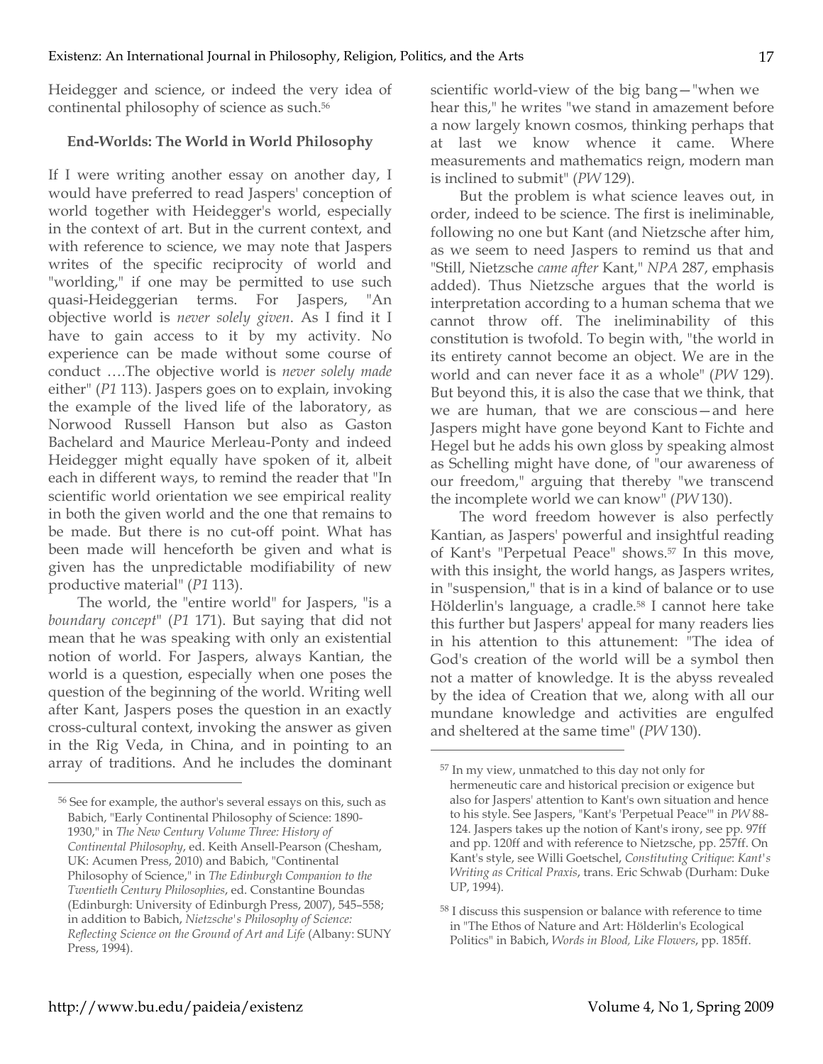Heidegger and science, or indeed the very idea of continental philosophy of science as such.[56]

**End-Worlds: The World in World Philosophy**

If I were writing another essay on another day, I would have preferred to read Jaspers' conception of world together with Heidegger's world, especially in the context of art. But in the current context, and with reference to science, we may note that Jaspers writes of the specific reciprocity of world and "worlding," if one may be permitted to use such quasi-Heideggerian terms. For Jaspers, "An objective world is *never solely given*. As I find it I have to gain access to it by my activity. No experience can be made without some course of conduct ….The objective world is *never solely made* either" (*P1* 113). Jaspers goes on to explain, invoking the example of the lived life of the laboratory, as Norwood Russell Hanson but also as Gaston Bachelard and Maurice Merleau-Ponty and indeed Heidegger might equally have spoken of it, albeit each in different ways, to remind the reader that "In scientific world orientation we see empirical reality in both the given world and the one that remains to be made. But there is no cut-off point. What has been made will henceforth be given and what is given has the unpredictable modifiability of new productive material" (*P1* 113).

The world, the "entire world" for Jaspers, "is a *boundary concept*" (*P1* 171). But saying that did not mean that he was speaking with only an existential notion of world. For Jaspers, always Kantian, the world is a question, especially when one poses the question of the beginning of the world. Writing well after Kant, Jaspers poses the question in an exactly cross-cultural context, invoking the answer as given in the Rig Veda, in China, and in pointing to an array of traditions. And he includes the dominant scientific world-view of the big bang—"when we hear this," he writes "we stand in amazement before a now largely known cosmos, thinking perhaps that at last we know whence it came. Where measurements and mathematics reign, modern man is inclined to submit" (*PW* 129).

But the problem is what science leaves out, in order, indeed to be science. The first is ineliminable, following no one but Kant (and Nietzsche after him, as we seem to need Jaspers to remind us that and "Still, Nietzsche *came after* Kant," *NPA* 287, emphasis added). Thus Nietzsche argues that the world is interpretation according to a human schema that we cannot throw off. The ineliminability of this constitution is twofold. To begin with, "the world in its entirety cannot become an object. We are in the world and can never face it as a whole" (*PW* 129). But beyond this, it is also the case that we think, that we are human, that we are conscious—and here Jaspers might have gone beyond Kant to Fichte and Hegel but he adds his own gloss by speaking almost as Schelling might have done, of "our awareness of our freedom," arguing that thereby "we transcend the incomplete world we can know" (*PW* 130).

The word freedom however is also perfectly Kantian, as Jaspers' powerful and insightful reading of Kant's "Perpetual Peace" shows.[57] In this move, with this insight, the world hangs, as Jaspers writes, in "suspension," that is in a kind of balance or to use Hölderlin's language, a cradle.[58] I cannot here take this further but Jaspers' appeal for many readers lies in his attention to this attunement: "The idea of God's creation of the world will be a symbol then not a matter of knowledge. It is the abyss revealed by the idea of Creation that we, along with all our mundane knowledge and activities are engulfed and sheltered at the same time" (*PW* 130).

---

[56] See for example, the author's several essays on this, such as Babich, "Early Continental Philosophy of Science: 1890-1930," in *The New Century Volume Three: History of Continental Philosophy*, ed. Keith Ansell-Pearson (Chesham, UK: Acumen Press, 2010) and Babich, "Continental Philosophy of Science," in *The Edinburgh Companion to the Twentieth Century Philosophies*, ed. Constantine Boundas (Edinburgh: University of Edinburgh Press, 2007), 545–558; in addition to Babich, *Nietzsche's Philosophy of Science: Reflecting Science on the Ground of Art and Life* (Albany: SUNY Press, 1994).

[57] In my view, unmatched to this day not only for hermeneutic care and historical precision or exigence but also for Jaspers' attention to Kant's own situation and hence to his style. See Jaspers, "Kant's 'Perpetual Peace'" in *PW* 88-124. Jaspers takes up the notion of Kant's irony, see pp. 97ff and pp. 120ff and with reference to Nietzsche, pp. 257ff. On Kant's style, see Willi Goetschel, *Constituting Critique*: *Kant's Writing as Critical Praxis*, trans. Eric Schwab (Durham: Duke UP, 1994).

[58] I discuss this suspension or balance with reference to time in "The Ethos of Nature and Art: Hölderlin's Ecological Politics" in Babich, *Words in Blood, Like Flowers*, pp. 185ff.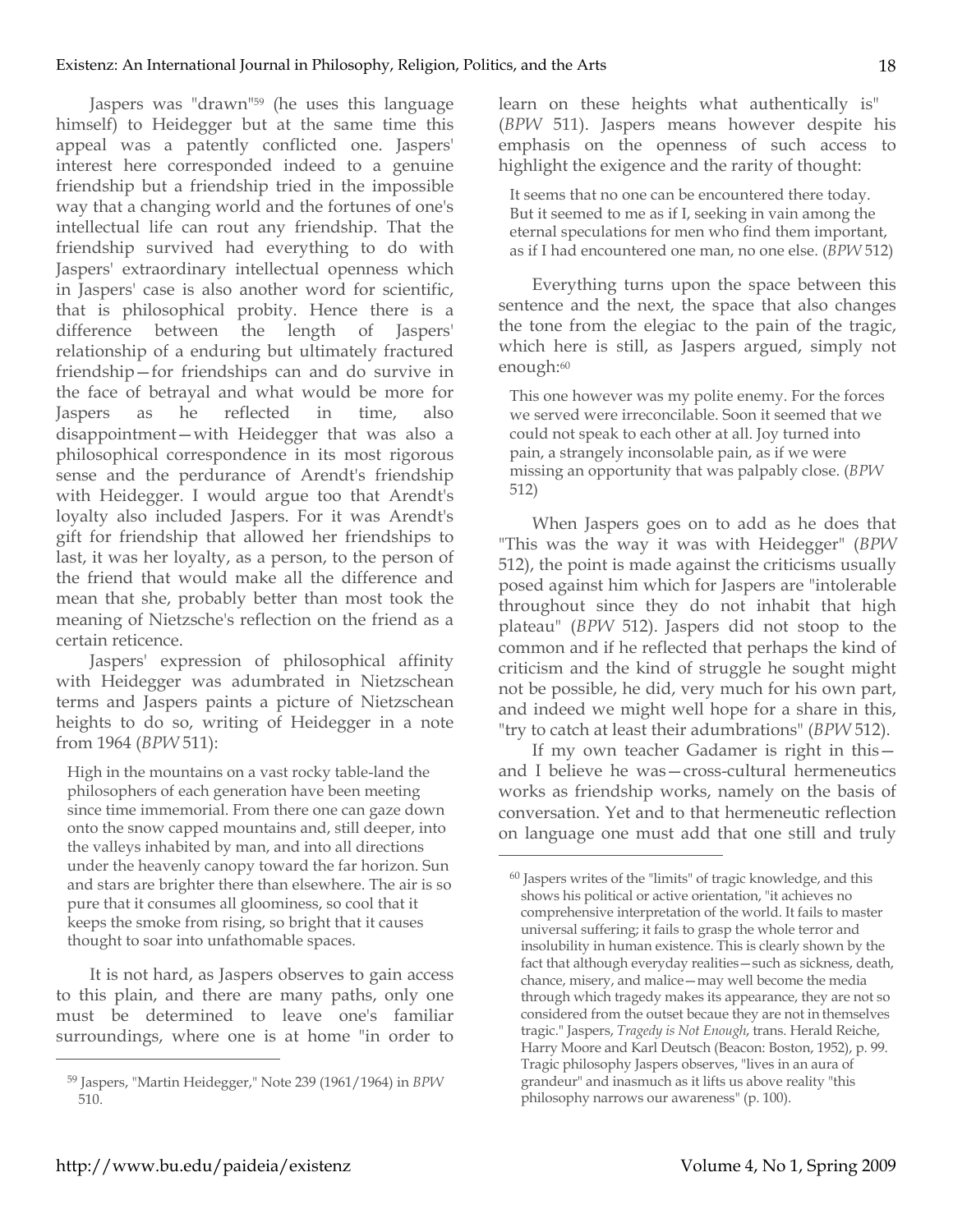Jaspers was "drawn"[59] (he uses this language himself) to Heidegger but at the same time this appeal was a patently conflicted one. Jaspers' interest here corresponded indeed to a genuine friendship but a friendship tried in the impossible way that a changing world and the fortunes of one's intellectual life can rout any friendship. That the friendship survived had everything to do with Jaspers' extraordinary intellectual openness which in Jaspers' case is also another word for scientific, that is philosophical probity. Hence there is a difference between the length of Jaspers' relationship of a enduring but ultimately fractured friendship—for friendships can and do survive in the face of betrayal and what would be more for Jaspers as he reflected in time, also disappointment—with Heidegger that was also a philosophical correspondence in its most rigorous sense and the perdurance of Arendt's friendship with Heidegger. I would argue too that Arendt's loyalty also included Jaspers. For it was Arendt's gift for friendship that allowed her friendships to last, it was her loyalty, as a person, to the person of the friend that would make all the difference and mean that she, probably better than most took the meaning of Nietzsche's reflection on the friend as a certain reticence.

Jaspers' expression of philosophical affinity with Heidegger was adumbrated in Nietzschean terms and Jaspers paints a picture of Nietzschean heights to do so, writing of Heidegger in a note from 1964 (*BPW* 511):

> High in the mountains on a vast rocky table-land the philosophers of each generation have been meeting since time immemorial. From there one can gaze down onto the snow capped mountains and, still deeper, into the valleys inhabited by man, and into all directions under the heavenly canopy toward the far horizon. Sun and stars are brighter there than elsewhere. The air is so pure that it consumes all gloominess, so cool that it keeps the smoke from rising, so bright that it causes thought to soar into unfathomable spaces.

It is not hard, as Jaspers observes to gain access to this plain, and there are many paths, only one must be determined to leave one's familiar surroundings, where one is at home "in order to learn on these heights what authentically is" (*BPW* 511). Jaspers means however despite his emphasis on the openness of such access to highlight the exigence and the rarity of thought:

> It seems that no one can be encountered there today. But it seemed to me as if I, seeking in vain among the eternal speculations for men who find them important, as if I had encountered one man, no one else. (*BPW* 512)

Everything turns upon the space between this sentence and the next, the space that also changes the tone from the elegiac to the pain of the tragic, which here is still, as Jaspers argued, simply not enough:[60]

> This one however was my polite enemy. For the forces we served were irreconcilable. Soon it seemed that we could not speak to each other at all. Joy turned into pain, a strangely inconsolable pain, as if we were missing an opportunity that was palpably close. (*BPW* 512)

When Jaspers goes on to add as he does that "This was the way it was with Heidegger" (*BPW* 512), the point is made against the criticisms usually posed against him which for Jaspers are "intolerable throughout since they do not inhabit that high plateau" (*BPW* 512). Jaspers did not stoop to the common and if he reflected that perhaps the kind of criticism and the kind of struggle he sought might not be possible, he did, very much for his own part, and indeed we might well hope for a share in this, "try to catch at least their adumbrations" (*BPW* 512).

If my own teacher Gadamer is right in this—and I believe he was—cross-cultural hermeneutics works as friendship works, namely on the basis of conversation. Yet and to that hermeneutic reflection on language one must add that one still and truly

---

[59] Jaspers, "Martin Heidegger," Note 239 (1961/1964) in *BPW* 510.

[60] Jaspers writes of the "limits" of tragic knowledge, and this shows his political or active orientation, "it achieves no comprehensive interpretation of the world. It fails to master universal suffering; it fails to grasp the whole terror and insolubility in human existence. This is clearly shown by the fact that although everyday realities—such as sickness, death, chance, misery, and malice—may well become the media through which tragedy makes its appearance, they are not so considered from the outset becaue they are not in themselves tragic." Jaspers, *Tragedy is Not Enough*, trans. Herald Reiche, Harry Moore and Karl Deutsch (Beacon: Boston, 1952), p. 99. Tragic philosophy Jaspers observes, "lives in an aura of grandeur" and inasmuch as it lifts us above reality "this philosophy narrows our awareness" (p. 100).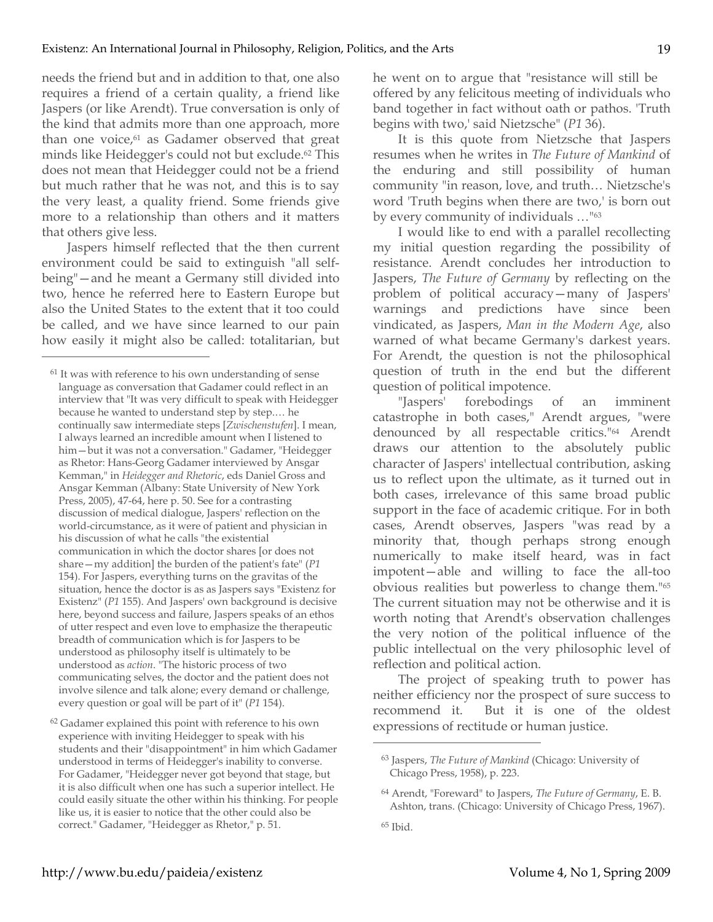needs the friend but and in addition to that, one also requires a friend of a certain quality, a friend like Jaspers (or like Arendt). True conversation is only of the kind that admits more than one approach, more than one voice,[61] as Gadamer observed that great minds like Heidegger's could not but exclude.[62] This does not mean that Heidegger could not be a friend but much rather that he was not, and this is to say the very least, a quality friend. Some friends give more to a relationship than others and it matters that others give less.

Jaspers himself reflected that the then current environment could be said to extinguish "all self-being"—and he meant a Germany still divided into two, hence he referred here to Eastern Europe but also the United States to the extent that it too could be called, and we have since learned to our pain how easily it might also be called: totalitarian, but he went on to argue that "resistance will still be offered by any felicitous meeting of individuals who band together in fact without oath or pathos. 'Truth begins with two,' said Nietzsche" (*P1* 36).

It is this quote from Nietzsche that Jaspers resumes when he writes in *The Future of Mankind* of the enduring and still possibility of human community "in reason, love, and truth… Nietzsche's word 'Truth begins when there are two,' is born out by every community of individuals …"[63]

I would like to end with a parallel recollecting my initial question regarding the possibility of resistance. Arendt concludes her introduction to Jaspers, *The Future of Germany* by reflecting on the problem of political accuracy—many of Jaspers' warnings and predictions have since been vindicated, as Jaspers, *Man in the Modern Age*, also warned of what became Germany's darkest years. For Arendt, the question is not the philosophical question of truth in the end but the different question of political impotence.

"Jaspers' forebodings of an imminent catastrophe in both cases," Arendt argues, "were denounced by all respectable critics."[64] Arendt draws our attention to the absolutely public character of Jaspers' intellectual contribution, asking us to reflect upon the ultimate, as it turned out in both cases, irrelevance of this same broad public support in the face of academic critique. For in both cases, Arendt observes, Jaspers "was read by a minority that, though perhaps strong enough numerically to make itself heard, was in fact impotent—able and willing to face the all-too obvious realities but powerless to change them."[65] The current situation may not be otherwise and it is worth noting that Arendt's observation challenges the very notion of the political influence of the public intellectual on the very philosophic level of reflection and political action.

The project of speaking truth to power has neither efficiency nor the prospect of sure success to recommend it. But it is one of the oldest expressions of rectitude or human justice.

---

[61] It was with reference to his own understanding of sense language as conversation that Gadamer could reflect in an interview that "It was very difficult to speak with Heidegger because he wanted to understand step by step.… he continually saw intermediate steps [*Zwischenstufen*]. I mean, I always learned an incredible amount when I listened to him—but it was not a conversation." Gadamer, "Heidegger as Rhetor: Hans-Georg Gadamer interviewed by Ansgar Kemman," in *Heidegger and Rhetoric*, eds Daniel Gross and Ansgar Kemman (Albany: State University of New York Press, 2005), 47-64, here p. 50. See for a contrasting discussion of medical dialogue, Jaspers' reflection on the world-circumstance, as it were of patient and physician in his discussion of what he calls "the existential communication in which the doctor shares [or does not share—my addition] the burden of the patient's fate" (*P1* 154). For Jaspers, everything turns on the gravitas of the situation, hence the doctor is as as Jaspers says "Existenz for Existenz" (*P1* 155). And Jaspers' own background is decisive here, beyond success and failure, Jaspers speaks of an ethos of utter respect and even love to emphasize the therapeutic breadth of communication which is for Jaspers to be understood as philosophy itself is ultimately to be understood as *action*. "The historic process of two communicating selves, the doctor and the patient does not involve silence and talk alone; every demand or challenge, every question or goal will be part of it" (*P1* 154).

[62] Gadamer explained this point with reference to his own experience with inviting Heidegger to speak with his students and their "disappointment" in him which Gadamer understood in terms of Heidegger's inability to converse. For Gadamer, "Heidegger never got beyond that stage, but it is also difficult when one has such a superior intellect. He could easily situate the other within his thinking. For people like us, it is easier to notice that the other could also be correct." Gadamer, "Heidegger as Rhetor," p. 51.

[63] Jaspers, *The Future of Mankind* (Chicago: University of Chicago Press, 1958), p. 223.

[64] Arendt, "Foreward" to Jaspers, *The Future of Germany*, E. B. Ashton, trans. (Chicago: University of Chicago Press, 1967).

[65] Ibid.